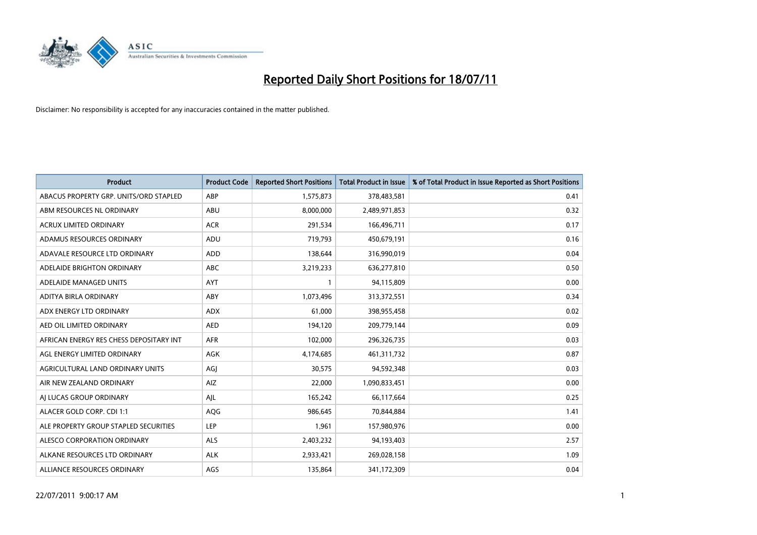# Reported Daily Short Positions for 18/07/11

Disclaimer: No responsibility is accepted for any inaccuracies contained in the matter published.

| Product | Product Code | Reported Short Positions | Total Product in Issue | % of Total Product in Issue Reported as Short Positions |
|---|---|---|---|---|
| ABACUS PROPERTY GRP. UNITS/ORD STAPLED | ABP | 1,575,873 | 378,483,581 | 0.41 |
| ABM RESOURCES NL ORDINARY | ABU | 8,000,000 | 2,489,971,853 | 0.32 |
| ACRUX LIMITED ORDINARY | ACR | 291,534 | 166,496,711 | 0.17 |
| ADAMUS RESOURCES ORDINARY | ADU | 719,793 | 450,679,191 | 0.16 |
| ADAVALE RESOURCE LTD ORDINARY | ADD | 138,644 | 316,990,019 | 0.04 |
| ADELAIDE BRIGHTON ORDINARY | ABC | 3,219,233 | 636,277,810 | 0.50 |
| ADELAIDE MANAGED UNITS | AYT | 1 | 94,115,809 | 0.00 |
| ADITYA BIRLA ORDINARY | ABY | 1,073,496 | 313,372,551 | 0.34 |
| ADX ENERGY LTD ORDINARY | ADX | 61,000 | 398,955,458 | 0.02 |
| AED OIL LIMITED ORDINARY | AED | 194,120 | 209,779,144 | 0.09 |
| AFRICAN ENERGY RES CHESS DEPOSITARY INT | AFR | 102,000 | 296,326,735 | 0.03 |
| AGL ENERGY LIMITED ORDINARY | AGK | 4,174,685 | 461,311,732 | 0.87 |
| AGRICULTURAL LAND ORDINARY UNITS | AGJ | 30,575 | 94,592,348 | 0.03 |
| AIR NEW ZEALAND ORDINARY | AIZ | 22,000 | 1,090,833,451 | 0.00 |
| AJ LUCAS GROUP ORDINARY | AJL | 165,242 | 66,117,664 | 0.25 |
| ALACER GOLD CORP. CDI 1:1 | AQG | 986,645 | 70,844,884 | 1.41 |
| ALE PROPERTY GROUP STAPLED SECURITIES | LEP | 1,961 | 157,980,976 | 0.00 |
| ALESCO CORPORATION ORDINARY | ALS | 2,403,232 | 94,193,403 | 2.57 |
| ALKANE RESOURCES LTD ORDINARY | ALK | 2,933,421 | 269,028,158 | 1.09 |
| ALLIANCE RESOURCES ORDINARY | AGS | 135,864 | 341,172,309 | 0.04 |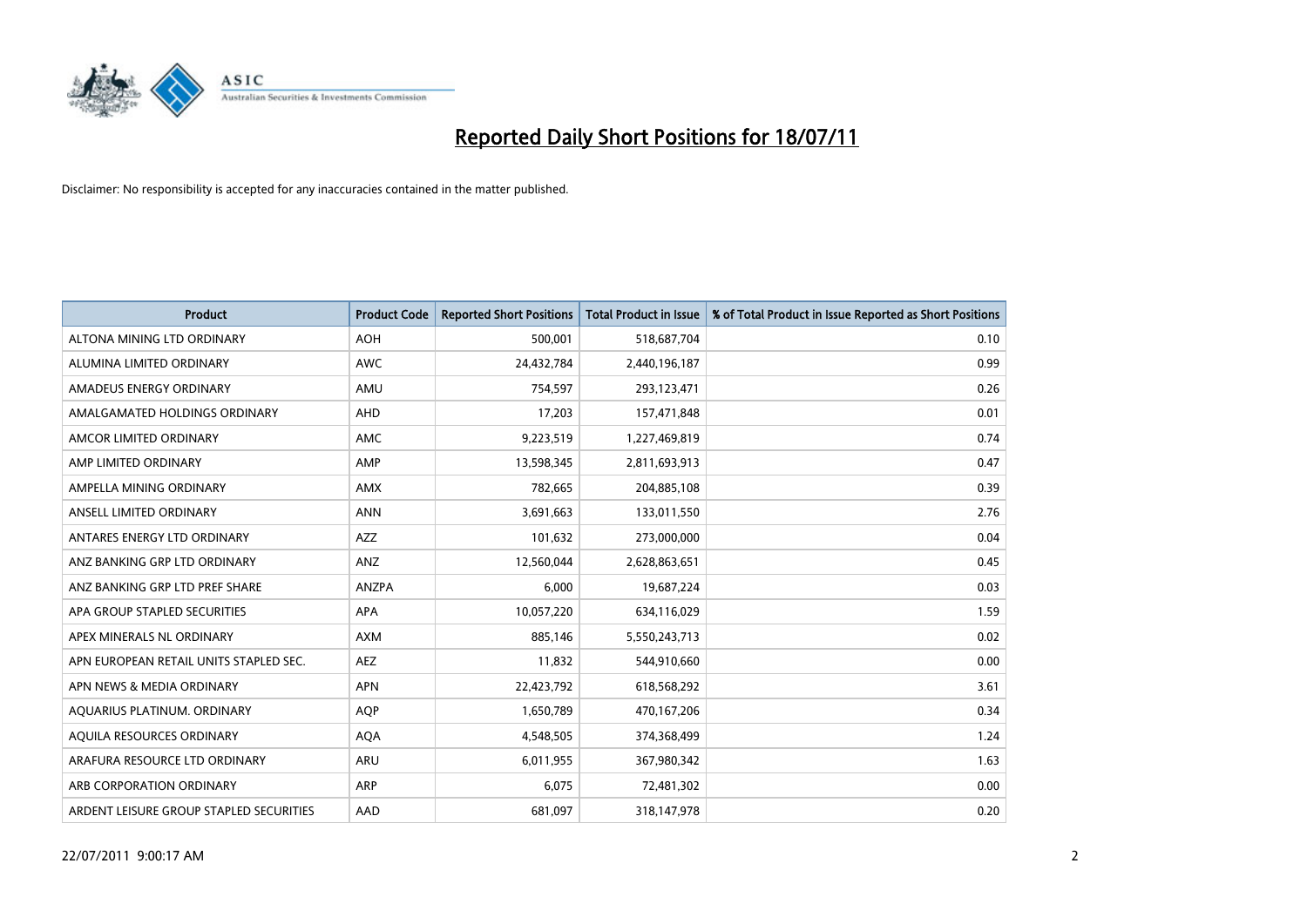# Reported Daily Short Positions for 18/07/11

Disclaimer: No responsibility is accepted for any inaccuracies contained in the matter published.

| Product | Product Code | Reported Short Positions | Total Product in Issue | % of Total Product in Issue Reported as Short Positions |
|---|---|---|---|---|
| ALTONA MINING LTD ORDINARY | AOH | 500,001 | 518,687,704 | 0.10 |
| ALUMINA LIMITED ORDINARY | AWC | 24,432,784 | 2,440,196,187 | 0.99 |
| AMADEUS ENERGY ORDINARY | AMU | 754,597 | 293,123,471 | 0.26 |
| AMALGAMATED HOLDINGS ORDINARY | AHD | 17,203 | 157,471,848 | 0.01 |
| AMCOR LIMITED ORDINARY | AMC | 9,223,519 | 1,227,469,819 | 0.74 |
| AMP LIMITED ORDINARY | AMP | 13,598,345 | 2,811,693,913 | 0.47 |
| AMPELLA MINING ORDINARY | AMX | 782,665 | 204,885,108 | 0.39 |
| ANSELL LIMITED ORDINARY | ANN | 3,691,663 | 133,011,550 | 2.76 |
| ANTARES ENERGY LTD ORDINARY | AZZ | 101,632 | 273,000,000 | 0.04 |
| ANZ BANKING GRP LTD ORDINARY | ANZ | 12,560,044 | 2,628,863,651 | 0.45 |
| ANZ BANKING GRP LTD PREF SHARE | ANZPA | 6,000 | 19,687,224 | 0.03 |
| APA GROUP STAPLED SECURITIES | APA | 10,057,220 | 634,116,029 | 1.59 |
| APEX MINERALS NL ORDINARY | AXM | 885,146 | 5,550,243,713 | 0.02 |
| APN EUROPEAN RETAIL UNITS STAPLED SEC. | AEZ | 11,832 | 544,910,660 | 0.00 |
| APN NEWS & MEDIA ORDINARY | APN | 22,423,792 | 618,568,292 | 3.61 |
| AQUARIUS PLATINUM. ORDINARY | AQP | 1,650,789 | 470,167,206 | 0.34 |
| AQUILA RESOURCES ORDINARY | AQA | 4,548,505 | 374,368,499 | 1.24 |
| ARAFURA RESOURCE LTD ORDINARY | ARU | 6,011,955 | 367,980,342 | 1.63 |
| ARB CORPORATION ORDINARY | ARP | 6,075 | 72,481,302 | 0.00 |
| ARDENT LEISURE GROUP STAPLED SECURITIES | AAD | 681,097 | 318,147,978 | 0.20 |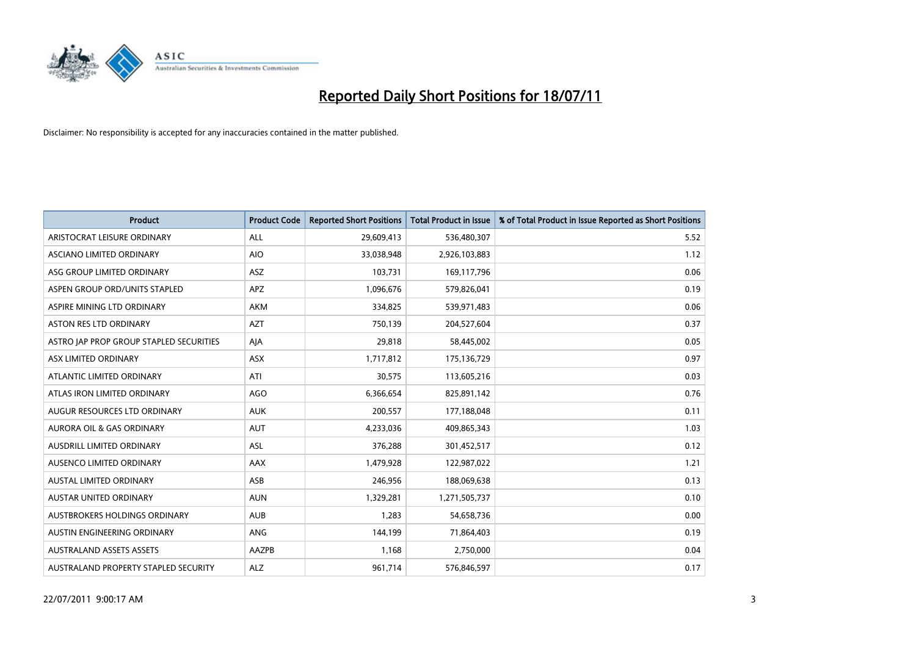# Reported Daily Short Positions for 18/07/11

Disclaimer: No responsibility is accepted for any inaccuracies contained in the matter published.

| Product | Product Code | Reported Short Positions | Total Product in Issue | % of Total Product in Issue Reported as Short Positions |
|---|---|---|---|---|
| ARISTOCRAT LEISURE ORDINARY | ALL | 29,609,413 | 536,480,307 | 5.52 |
| ASCIANO LIMITED ORDINARY | AIO | 33,038,948 | 2,926,103,883 | 1.12 |
| ASG GROUP LIMITED ORDINARY | ASZ | 103,731 | 169,117,796 | 0.06 |
| ASPEN GROUP ORD/UNITS STAPLED | APZ | 1,096,676 | 579,826,041 | 0.19 |
| ASPIRE MINING LTD ORDINARY | AKM | 334,825 | 539,971,483 | 0.06 |
| ASTON RES LTD ORDINARY | AZT | 750,139 | 204,527,604 | 0.37 |
| ASTRO JAP PROP GROUP STAPLED SECURITIES | AJA | 29,818 | 58,445,002 | 0.05 |
| ASX LIMITED ORDINARY | ASX | 1,717,812 | 175,136,729 | 0.97 |
| ATLANTIC LIMITED ORDINARY | ATI | 30,575 | 113,605,216 | 0.03 |
| ATLAS IRON LIMITED ORDINARY | AGO | 6,366,654 | 825,891,142 | 0.76 |
| AUGUR RESOURCES LTD ORDINARY | AUK | 200,557 | 177,188,048 | 0.11 |
| AURORA OIL & GAS ORDINARY | AUT | 4,233,036 | 409,865,343 | 1.03 |
| AUSDRILL LIMITED ORDINARY | ASL | 376,288 | 301,452,517 | 0.12 |
| AUSENCO LIMITED ORDINARY | AAX | 1,479,928 | 122,987,022 | 1.21 |
| AUSTAL LIMITED ORDINARY | ASB | 246,956 | 188,069,638 | 0.13 |
| AUSTAR UNITED ORDINARY | AUN | 1,329,281 | 1,271,505,737 | 0.10 |
| AUSTBROKERS HOLDINGS ORDINARY | AUB | 1,283 | 54,658,736 | 0.00 |
| AUSTIN ENGINEERING ORDINARY | ANG | 144,199 | 71,864,403 | 0.19 |
| AUSTRALAND ASSETS ASSETS | AAZPB | 1,168 | 2,750,000 | 0.04 |
| AUSTRALAND PROPERTY STAPLED SECURITY | ALZ | 961,714 | 576,846,597 | 0.17 |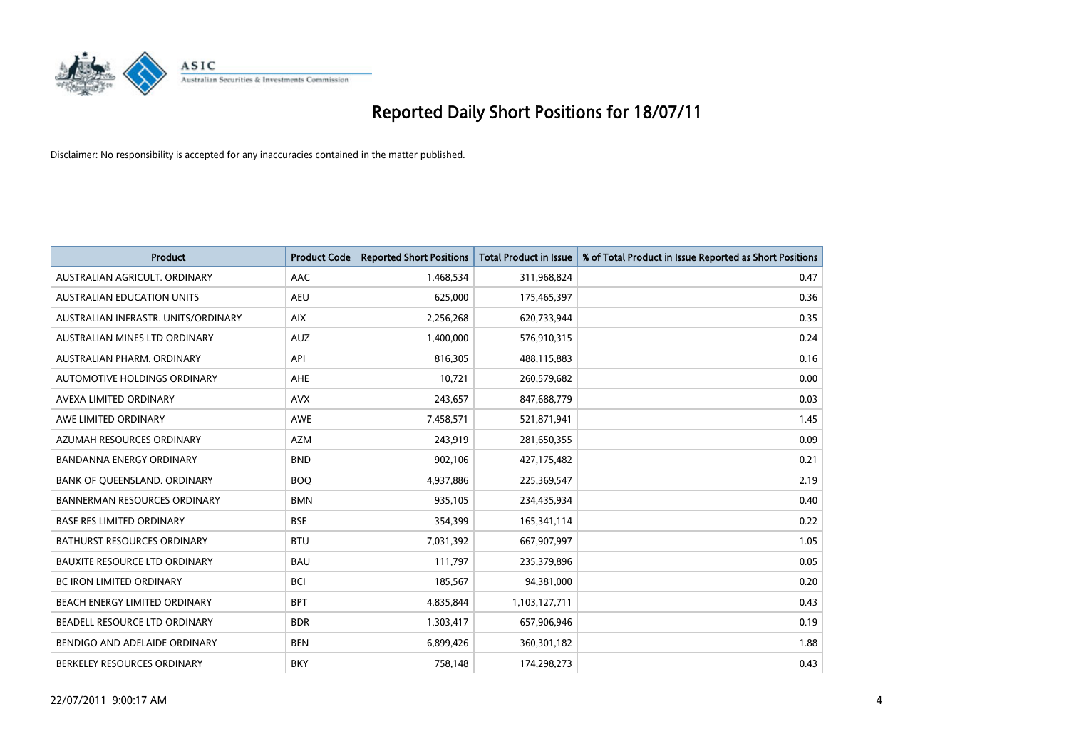# Reported Daily Short Positions for 18/07/11

Disclaimer: No responsibility is accepted for any inaccuracies contained in the matter published.

| Product | Product Code | Reported Short Positions | Total Product in Issue | % of Total Product in Issue Reported as Short Positions |
|---|---|---|---|---|
| AUSTRALIAN AGRICULT. ORDINARY | AAC | 1,468,534 | 311,968,824 | 0.47 |
| AUSTRALIAN EDUCATION UNITS | AEU | 625,000 | 175,465,397 | 0.36 |
| AUSTRALIAN INFRASTR. UNITS/ORDINARY | AIX | 2,256,268 | 620,733,944 | 0.35 |
| AUSTRALIAN MINES LTD ORDINARY | AUZ | 1,400,000 | 576,910,315 | 0.24 |
| AUSTRALIAN PHARM. ORDINARY | API | 816,305 | 488,115,883 | 0.16 |
| AUTOMOTIVE HOLDINGS ORDINARY | AHE | 10,721 | 260,579,682 | 0.00 |
| AVEXA LIMITED ORDINARY | AVX | 243,657 | 847,688,779 | 0.03 |
| AWE LIMITED ORDINARY | AWE | 7,458,571 | 521,871,941 | 1.45 |
| AZUMAH RESOURCES ORDINARY | AZM | 243,919 | 281,650,355 | 0.09 |
| BANDANNA ENERGY ORDINARY | BND | 902,106 | 427,175,482 | 0.21 |
| BANK OF QUEENSLAND. ORDINARY | BOQ | 4,937,886 | 225,369,547 | 2.19 |
| BANNERMAN RESOURCES ORDINARY | BMN | 935,105 | 234,435,934 | 0.40 |
| BASE RES LIMITED ORDINARY | BSE | 354,399 | 165,341,114 | 0.22 |
| BATHURST RESOURCES ORDINARY | BTU | 7,031,392 | 667,907,997 | 1.05 |
| BAUXITE RESOURCE LTD ORDINARY | BAU | 111,797 | 235,379,896 | 0.05 |
| BC IRON LIMITED ORDINARY | BCI | 185,567 | 94,381,000 | 0.20 |
| BEACH ENERGY LIMITED ORDINARY | BPT | 4,835,844 | 1,103,127,711 | 0.43 |
| BEADELL RESOURCE LTD ORDINARY | BDR | 1,303,417 | 657,906,946 | 0.19 |
| BENDIGO AND ADELAIDE ORDINARY | BEN | 6,899,426 | 360,301,182 | 1.88 |
| BERKELEY RESOURCES ORDINARY | BKY | 758,148 | 174,298,273 | 0.43 |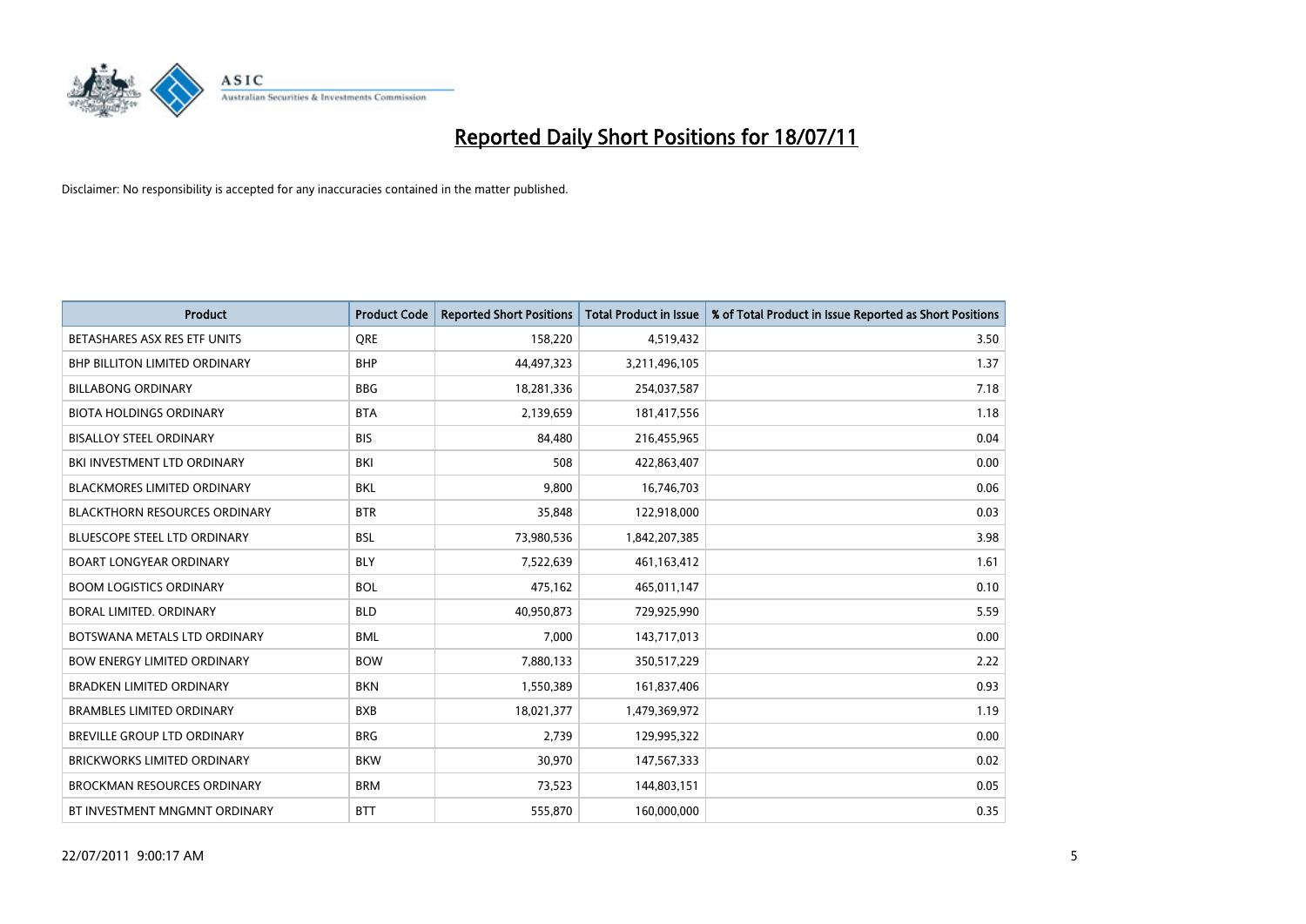# Reported Daily Short Positions for 18/07/11

Disclaimer: No responsibility is accepted for any inaccuracies contained in the matter published.

| Product | Product Code | Reported Short Positions | Total Product in Issue | % of Total Product in Issue Reported as Short Positions |
|---|---|---|---|---|
| BETASHARES ASX RES ETF UNITS | QRE | 158,220 | 4,519,432 | 3.50 |
| BHP BILLITON LIMITED ORDINARY | BHP | 44,497,323 | 3,211,496,105 | 1.37 |
| BILLABONG ORDINARY | BBG | 18,281,336 | 254,037,587 | 7.18 |
| BIOTA HOLDINGS ORDINARY | BTA | 2,139,659 | 181,417,556 | 1.18 |
| BISALLOY STEEL ORDINARY | BIS | 84,480 | 216,455,965 | 0.04 |
| BKI INVESTMENT LTD ORDINARY | BKI | 508 | 422,863,407 | 0.00 |
| BLACKMORES LIMITED ORDINARY | BKL | 9,800 | 16,746,703 | 0.06 |
| BLACKTHORN RESOURCES ORDINARY | BTR | 35,848 | 122,918,000 | 0.03 |
| BLUESCOPE STEEL LTD ORDINARY | BSL | 73,980,536 | 1,842,207,385 | 3.98 |
| BOART LONGYEAR ORDINARY | BLY | 7,522,639 | 461,163,412 | 1.61 |
| BOOM LOGISTICS ORDINARY | BOL | 475,162 | 465,011,147 | 0.10 |
| BORAL LIMITED. ORDINARY | BLD | 40,950,873 | 729,925,990 | 5.59 |
| BOTSWANA METALS LTD ORDINARY | BML | 7,000 | 143,717,013 | 0.00 |
| BOW ENERGY LIMITED ORDINARY | BOW | 7,880,133 | 350,517,229 | 2.22 |
| BRADKEN LIMITED ORDINARY | BKN | 1,550,389 | 161,837,406 | 0.93 |
| BRAMBLES LIMITED ORDINARY | BXB | 18,021,377 | 1,479,369,972 | 1.19 |
| BREVILLE GROUP LTD ORDINARY | BRG | 2,739 | 129,995,322 | 0.00 |
| BRICKWORKS LIMITED ORDINARY | BKW | 30,970 | 147,567,333 | 0.02 |
| BROCKMAN RESOURCES ORDINARY | BRM | 73,523 | 144,803,151 | 0.05 |
| BT INVESTMENT MNGMNT ORDINARY | BTT | 555,870 | 160,000,000 | 0.35 |

22/07/2011 9:00:17 AM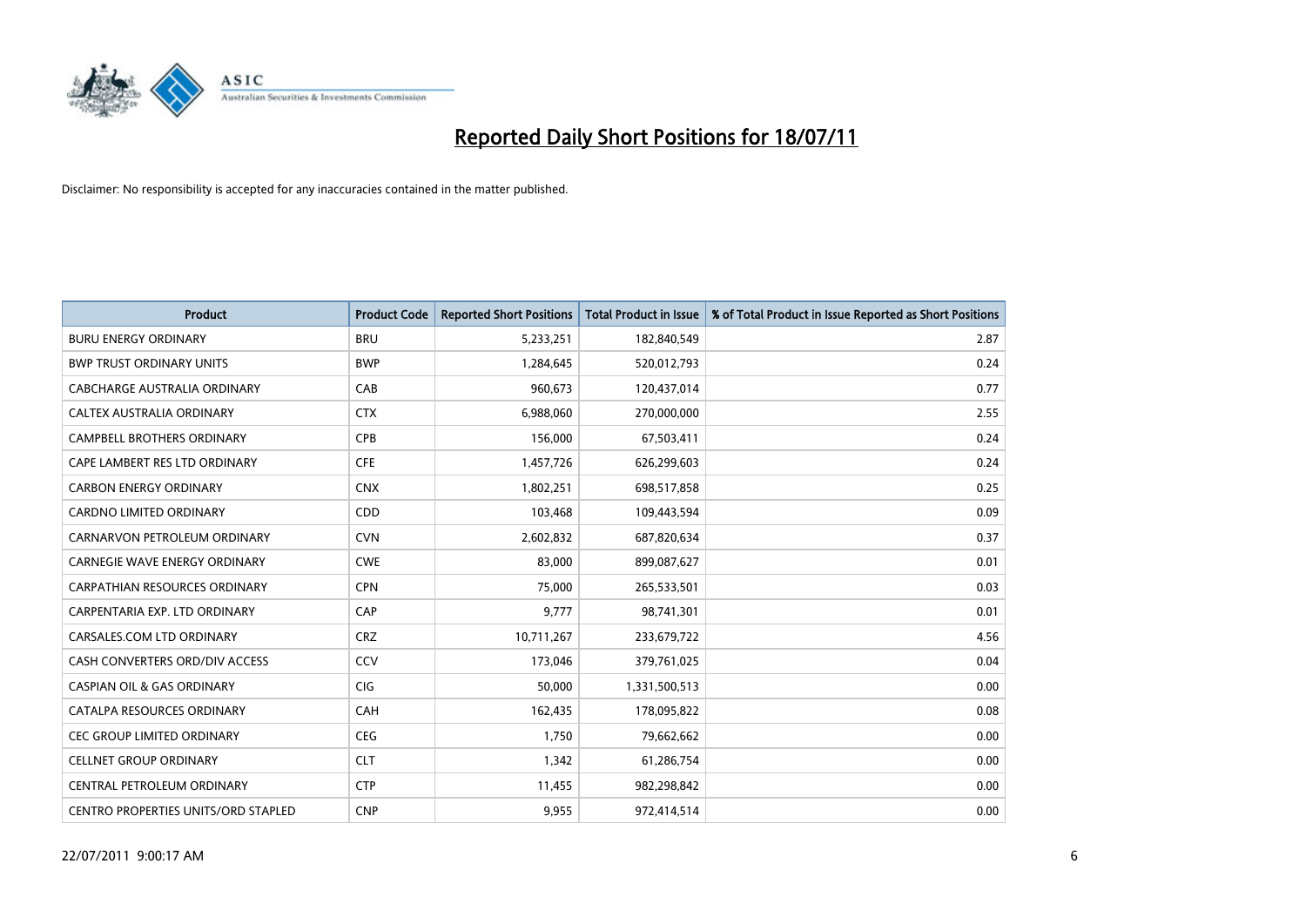# Reported Daily Short Positions for 18/07/11

Disclaimer: No responsibility is accepted for any inaccuracies contained in the matter published.

| Product | Product Code | Reported Short Positions | Total Product in Issue | % of Total Product in Issue Reported as Short Positions |
|---|---|---|---|---|
| BURU ENERGY ORDINARY | BRU | 5,233,251 | 182,840,549 | 2.87 |
| BWP TRUST ORDINARY UNITS | BWP | 1,284,645 | 520,012,793 | 0.24 |
| CABCHARGE AUSTRALIA ORDINARY | CAB | 960,673 | 120,437,014 | 0.77 |
| CALTEX AUSTRALIA ORDINARY | CTX | 6,988,060 | 270,000,000 | 2.55 |
| CAMPBELL BROTHERS ORDINARY | CPB | 156,000 | 67,503,411 | 0.24 |
| CAPE LAMBERT RES LTD ORDINARY | CFE | 1,457,726 | 626,299,603 | 0.24 |
| CARBON ENERGY ORDINARY | CNX | 1,802,251 | 698,517,858 | 0.25 |
| CARDNO LIMITED ORDINARY | CDD | 103,468 | 109,443,594 | 0.09 |
| CARNARVON PETROLEUM ORDINARY | CVN | 2,602,832 | 687,820,634 | 0.37 |
| CARNEGIE WAVE ENERGY ORDINARY | CWE | 83,000 | 899,087,627 | 0.01 |
| CARPATHIAN RESOURCES ORDINARY | CPN | 75,000 | 265,533,501 | 0.03 |
| CARPENTARIA EXP. LTD ORDINARY | CAP | 9,777 | 98,741,301 | 0.01 |
| CARSALES.COM LTD ORDINARY | CRZ | 10,711,267 | 233,679,722 | 4.56 |
| CASH CONVERTERS ORD/DIV ACCESS | CCV | 173,046 | 379,761,025 | 0.04 |
| CASPIAN OIL & GAS ORDINARY | CIG | 50,000 | 1,331,500,513 | 0.00 |
| CATALPA RESOURCES ORDINARY | CAH | 162,435 | 178,095,822 | 0.08 |
| CEC GROUP LIMITED ORDINARY | CEG | 1,750 | 79,662,662 | 0.00 |
| CELLNET GROUP ORDINARY | CLT | 1,342 | 61,286,754 | 0.00 |
| CENTRAL PETROLEUM ORDINARY | CTP | 11,455 | 982,298,842 | 0.00 |
| CENTRO PROPERTIES UNITS/ORD STAPLED | CNP | 9,955 | 972,414,514 | 0.00 |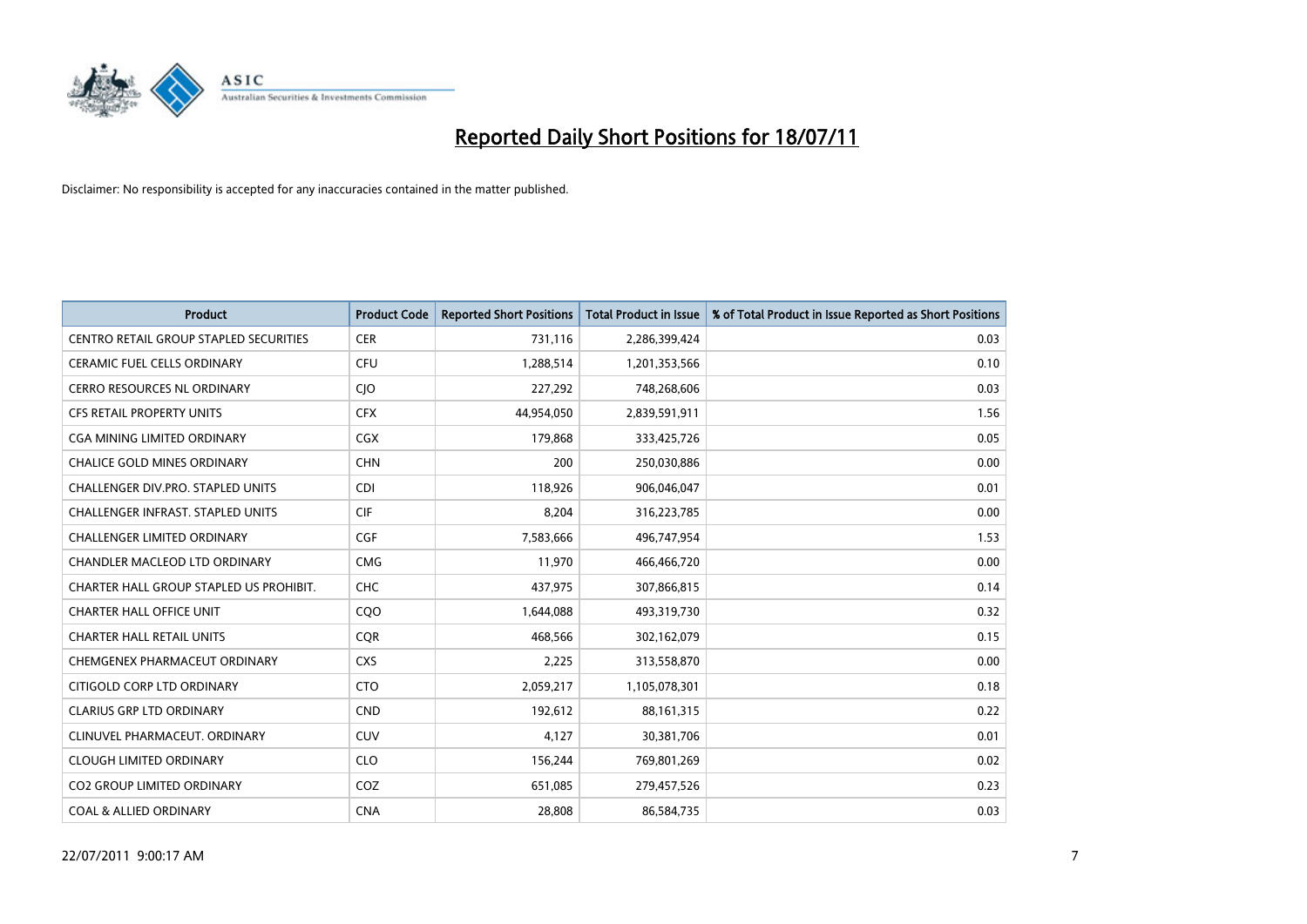# Reported Daily Short Positions for 18/07/11

Disclaimer: No responsibility is accepted for any inaccuracies contained in the matter published.

| Product | Product Code | Reported Short Positions | Total Product in Issue | % of Total Product in Issue Reported as Short Positions |
|---|---|---|---|---|
| CENTRO RETAIL GROUP STAPLED SECURITIES | CER | 731,116 | 2,286,399,424 | 0.03 |
| CERAMIC FUEL CELLS ORDINARY | CFU | 1,288,514 | 1,201,353,566 | 0.10 |
| CERRO RESOURCES NL ORDINARY | CJO | 227,292 | 748,268,606 | 0.03 |
| CFS RETAIL PROPERTY UNITS | CFX | 44,954,050 | 2,839,591,911 | 1.56 |
| CGA MINING LIMITED ORDINARY | CGX | 179,868 | 333,425,726 | 0.05 |
| CHALICE GOLD MINES ORDINARY | CHN | 200 | 250,030,886 | 0.00 |
| CHALLENGER DIV.PRO. STAPLED UNITS | CDI | 118,926 | 906,046,047 | 0.01 |
| CHALLENGER INFRAST. STAPLED UNITS | CIF | 8,204 | 316,223,785 | 0.00 |
| CHALLENGER LIMITED ORDINARY | CGF | 7,583,666 | 496,747,954 | 1.53 |
| CHANDLER MACLEOD LTD ORDINARY | CMG | 11,970 | 466,466,720 | 0.00 |
| CHARTER HALL GROUP STAPLED US PROHIBIT. | CHC | 437,975 | 307,866,815 | 0.14 |
| CHARTER HALL OFFICE UNIT | CQO | 1,644,088 | 493,319,730 | 0.32 |
| CHARTER HALL RETAIL UNITS | CQR | 468,566 | 302,162,079 | 0.15 |
| CHEMGENEX PHARMACEUT ORDINARY | CXS | 2,225 | 313,558,870 | 0.00 |
| CITIGOLD CORP LTD ORDINARY | CTO | 2,059,217 | 1,105,078,301 | 0.18 |
| CLARIUS GRP LTD ORDINARY | CND | 192,612 | 88,161,315 | 0.22 |
| CLINUVEL PHARMACEUT. ORDINARY | CUV | 4,127 | 30,381,706 | 0.01 |
| CLOUGH LIMITED ORDINARY | CLO | 156,244 | 769,801,269 | 0.02 |
| CO2 GROUP LIMITED ORDINARY | COZ | 651,085 | 279,457,526 | 0.23 |
| COAL & ALLIED ORDINARY | CNA | 28,808 | 86,584,735 | 0.03 |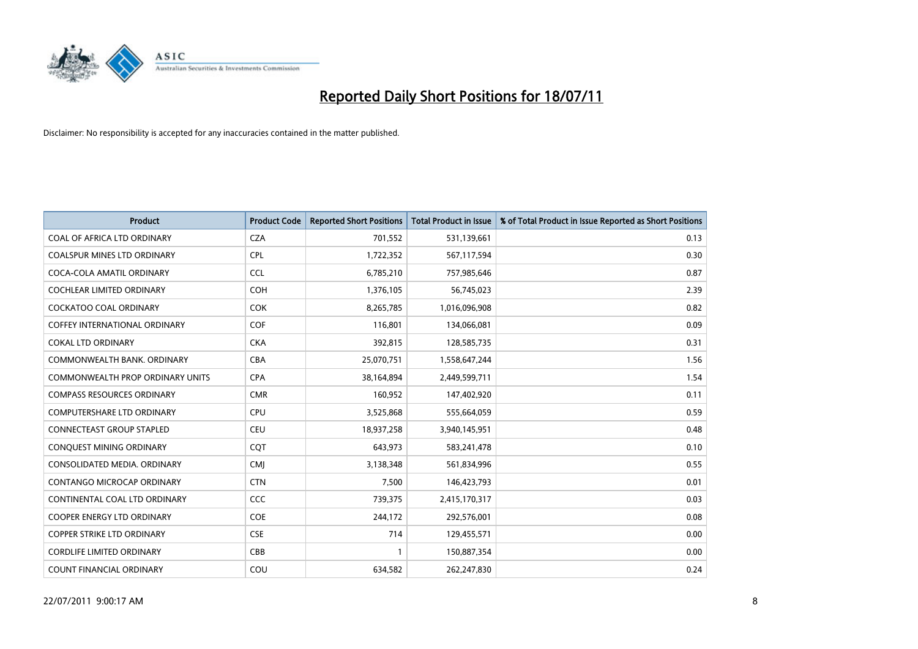# Reported Daily Short Positions for 18/07/11

Disclaimer: No responsibility is accepted for any inaccuracies contained in the matter published.

| Product | Product Code | Reported Short Positions | Total Product in Issue | % of Total Product in Issue Reported as Short Positions |
|---|---|---|---|---|
| COAL OF AFRICA LTD ORDINARY | CZA | 701,552 | 531,139,661 | 0.13 |
| COALSPUR MINES LTD ORDINARY | CPL | 1,722,352 | 567,117,594 | 0.30 |
| COCA-COLA AMATIL ORDINARY | CCL | 6,785,210 | 757,985,646 | 0.87 |
| COCHLEAR LIMITED ORDINARY | COH | 1,376,105 | 56,745,023 | 2.39 |
| COCKATOO COAL ORDINARY | COK | 8,265,785 | 1,016,096,908 | 0.82 |
| COFFEY INTERNATIONAL ORDINARY | COF | 116,801 | 134,066,081 | 0.09 |
| COKAL LTD ORDINARY | CKA | 392,815 | 128,585,735 | 0.31 |
| COMMONWEALTH BANK. ORDINARY | CBA | 25,070,751 | 1,558,647,244 | 1.56 |
| COMMONWEALTH PROP ORDINARY UNITS | CPA | 38,164,894 | 2,449,599,711 | 1.54 |
| COMPASS RESOURCES ORDINARY | CMR | 160,952 | 147,402,920 | 0.11 |
| COMPUTERSHARE LTD ORDINARY | CPU | 3,525,868 | 555,664,059 | 0.59 |
| CONNECTEAST GROUP STAPLED | CEU | 18,937,258 | 3,940,145,951 | 0.48 |
| CONQUEST MINING ORDINARY | CQT | 643,973 | 583,241,478 | 0.10 |
| CONSOLIDATED MEDIA. ORDINARY | CMJ | 3,138,348 | 561,834,996 | 0.55 |
| CONTANGO MICROCAP ORDINARY | CTN | 7,500 | 146,423,793 | 0.01 |
| CONTINENTAL COAL LTD ORDINARY | CCC | 739,375 | 2,415,170,317 | 0.03 |
| COOPER ENERGY LTD ORDINARY | COE | 244,172 | 292,576,001 | 0.08 |
| COPPER STRIKE LTD ORDINARY | CSE | 714 | 129,455,571 | 0.00 |
| CORDLIFE LIMITED ORDINARY | CBB | 1 | 150,887,354 | 0.00 |
| COUNT FINANCIAL ORDINARY | COU | 634,582 | 262,247,830 | 0.24 |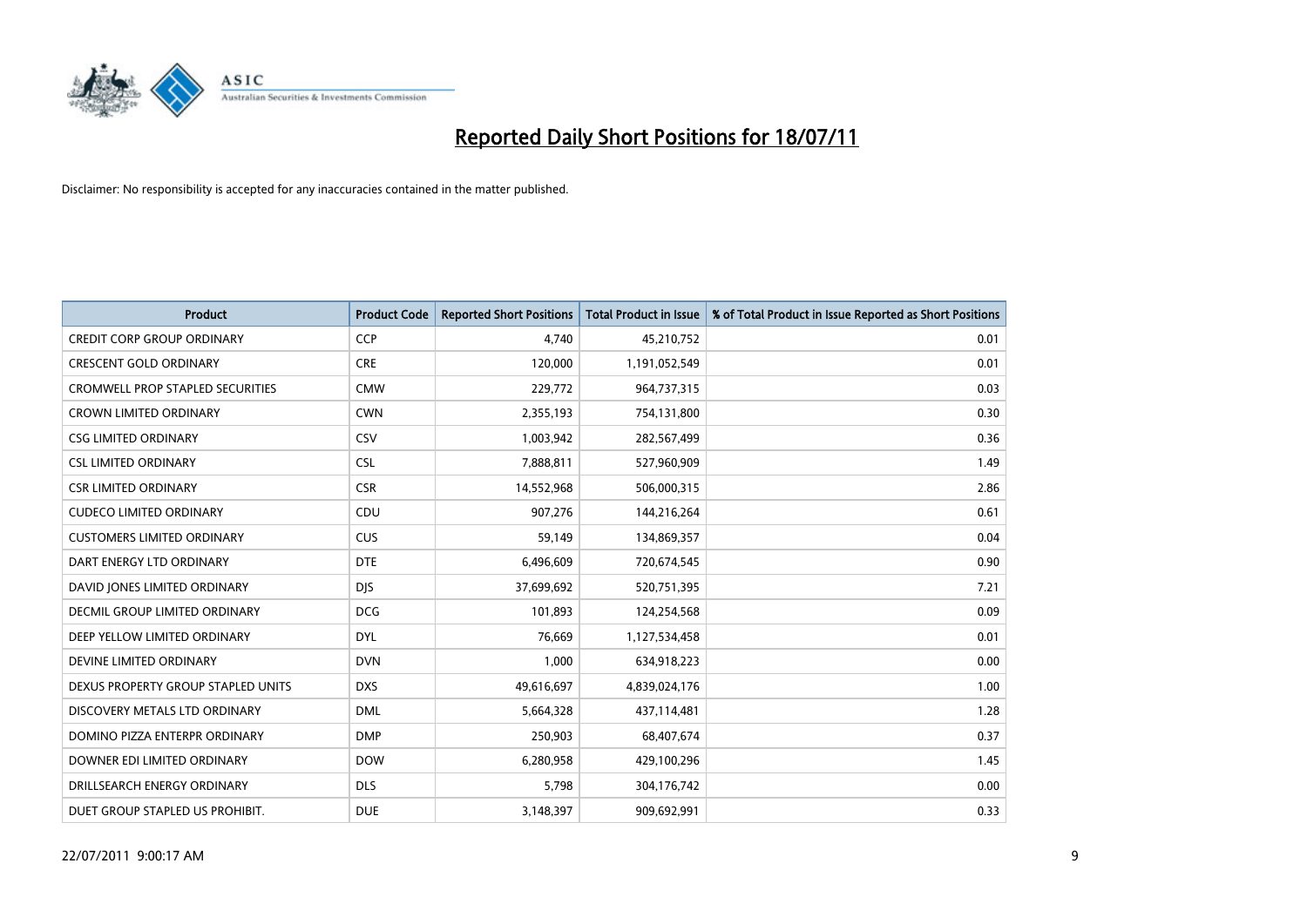# Reported Daily Short Positions for 18/07/11

Disclaimer: No responsibility is accepted for any inaccuracies contained in the matter published.

| Product | Product Code | Reported Short Positions | Total Product in Issue | % of Total Product in Issue Reported as Short Positions |
|---|---|---|---|---|
| CREDIT CORP GROUP ORDINARY | CCP | 4,740 | 45,210,752 | 0.01 |
| CRESCENT GOLD ORDINARY | CRE | 120,000 | 1,191,052,549 | 0.01 |
| CROMWELL PROP STAPLED SECURITIES | CMW | 229,772 | 964,737,315 | 0.03 |
| CROWN LIMITED ORDINARY | CWN | 2,355,193 | 754,131,800 | 0.30 |
| CSG LIMITED ORDINARY | CSV | 1,003,942 | 282,567,499 | 0.36 |
| CSL LIMITED ORDINARY | CSL | 7,888,811 | 527,960,909 | 1.49 |
| CSR LIMITED ORDINARY | CSR | 14,552,968 | 506,000,315 | 2.86 |
| CUDECO LIMITED ORDINARY | CDU | 907,276 | 144,216,264 | 0.61 |
| CUSTOMERS LIMITED ORDINARY | CUS | 59,149 | 134,869,357 | 0.04 |
| DART ENERGY LTD ORDINARY | DTE | 6,496,609 | 720,674,545 | 0.90 |
| DAVID JONES LIMITED ORDINARY | DJS | 37,699,692 | 520,751,395 | 7.21 |
| DECMIL GROUP LIMITED ORDINARY | DCG | 101,893 | 124,254,568 | 0.09 |
| DEEP YELLOW LIMITED ORDINARY | DYL | 76,669 | 1,127,534,458 | 0.01 |
| DEVINE LIMITED ORDINARY | DVN | 1,000 | 634,918,223 | 0.00 |
| DEXUS PROPERTY GROUP STAPLED UNITS | DXS | 49,616,697 | 4,839,024,176 | 1.00 |
| DISCOVERY METALS LTD ORDINARY | DML | 5,664,328 | 437,114,481 | 1.28 |
| DOMINO PIZZA ENTERPR ORDINARY | DMP | 250,903 | 68,407,674 | 0.37 |
| DOWNER EDI LIMITED ORDINARY | DOW | 6,280,958 | 429,100,296 | 1.45 |
| DRILLSEARCH ENERGY ORDINARY | DLS | 5,798 | 304,176,742 | 0.00 |
| DUET GROUP STAPLED US PROHIBIT. | DUE | 3,148,397 | 909,692,991 | 0.33 |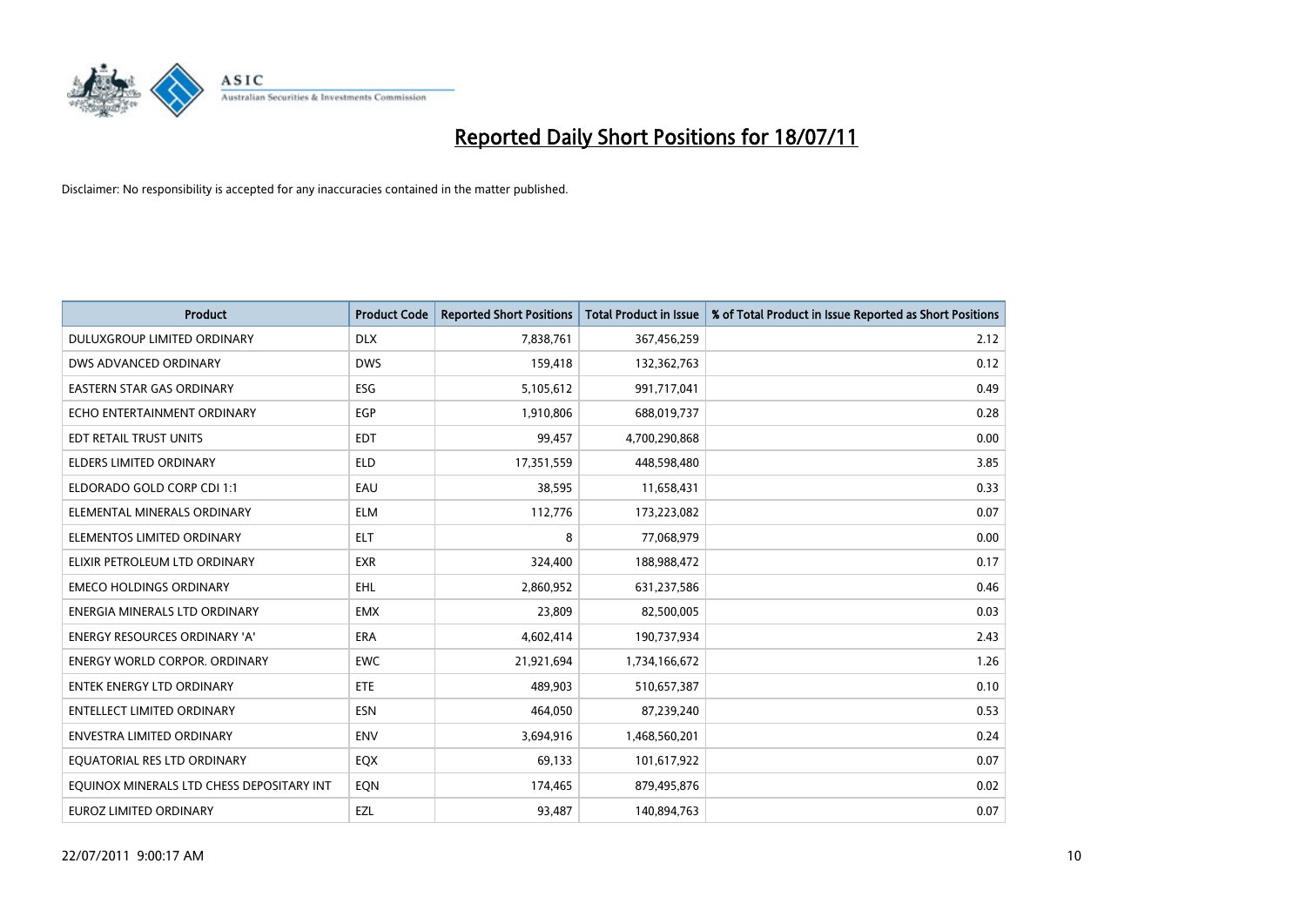# Reported Daily Short Positions for 18/07/11

Disclaimer: No responsibility is accepted for any inaccuracies contained in the matter published.

| Product | Product Code | Reported Short Positions | Total Product in Issue | % of Total Product in Issue Reported as Short Positions |
|---|---|---|---|---|
| DULUXGROUP LIMITED ORDINARY | DLX | 7,838,761 | 367,456,259 | 2.12 |
| DWS ADVANCED ORDINARY | DWS | 159,418 | 132,362,763 | 0.12 |
| EASTERN STAR GAS ORDINARY | ESG | 5,105,612 | 991,717,041 | 0.49 |
| ECHO ENTERTAINMENT ORDINARY | EGP | 1,910,806 | 688,019,737 | 0.28 |
| EDT RETAIL TRUST UNITS | EDT | 99,457 | 4,700,290,868 | 0.00 |
| ELDERS LIMITED ORDINARY | ELD | 17,351,559 | 448,598,480 | 3.85 |
| ELDORADO GOLD CORP CDI 1:1 | EAU | 38,595 | 11,658,431 | 0.33 |
| ELEMENTAL MINERALS ORDINARY | ELM | 112,776 | 173,223,082 | 0.07 |
| ELEMENTOS LIMITED ORDINARY | ELT | 8 | 77,068,979 | 0.00 |
| ELIXIR PETROLEUM LTD ORDINARY | EXR | 324,400 | 188,988,472 | 0.17 |
| EMECO HOLDINGS ORDINARY | EHL | 2,860,952 | 631,237,586 | 0.46 |
| ENERGIA MINERALS LTD ORDINARY | EMX | 23,809 | 82,500,005 | 0.03 |
| ENERGY RESOURCES ORDINARY 'A' | ERA | 4,602,414 | 190,737,934 | 2.43 |
| ENERGY WORLD CORPOR. ORDINARY | EWC | 21,921,694 | 1,734,166,672 | 1.26 |
| ENTEK ENERGY LTD ORDINARY | ETE | 489,903 | 510,657,387 | 0.10 |
| ENTELLECT LIMITED ORDINARY | ESN | 464,050 | 87,239,240 | 0.53 |
| ENVESTRA LIMITED ORDINARY | ENV | 3,694,916 | 1,468,560,201 | 0.24 |
| EQUATORIAL RES LTD ORDINARY | EQX | 69,133 | 101,617,922 | 0.07 |
| EQUINOX MINERALS LTD CHESS DEPOSITARY INT | EQN | 174,465 | 879,495,876 | 0.02 |
| EUROZ LIMITED ORDINARY | EZL | 93,487 | 140,894,763 | 0.07 |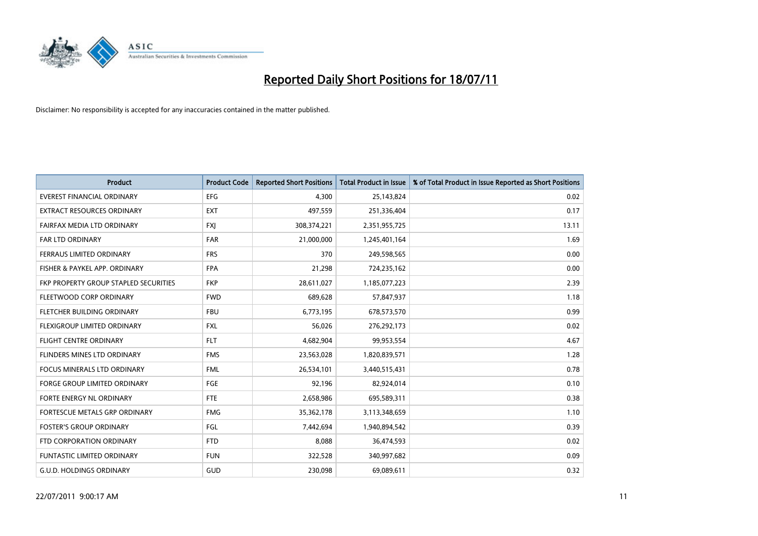# Reported Daily Short Positions for 18/07/11

Disclaimer: No responsibility is accepted for any inaccuracies contained in the matter published.

| Product | Product Code | Reported Short Positions | Total Product in Issue | % of Total Product in Issue Reported as Short Positions |
|---|---|---|---|---|
| EVEREST FINANCIAL ORDINARY | EFG | 4,300 | 25,143,824 | 0.02 |
| EXTRACT RESOURCES ORDINARY | EXT | 497,559 | 251,336,404 | 0.17 |
| FAIRFAX MEDIA LTD ORDINARY | FXJ | 308,374,221 | 2,351,955,725 | 13.11 |
| FAR LTD ORDINARY | FAR | 21,000,000 | 1,245,401,164 | 1.69 |
| FERRAUS LIMITED ORDINARY | FRS | 370 | 249,598,565 | 0.00 |
| FISHER & PAYKEL APP. ORDINARY | FPA | 21,298 | 724,235,162 | 0.00 |
| FKP PROPERTY GROUP STAPLED SECURITIES | FKP | 28,611,027 | 1,185,077,223 | 2.39 |
| FLEETWOOD CORP ORDINARY | FWD | 689,628 | 57,847,937 | 1.18 |
| FLETCHER BUILDING ORDINARY | FBU | 6,773,195 | 678,573,570 | 0.99 |
| FLEXIGROUP LIMITED ORDINARY | FXL | 56,026 | 276,292,173 | 0.02 |
| FLIGHT CENTRE ORDINARY | FLT | 4,682,904 | 99,953,554 | 4.67 |
| FLINDERS MINES LTD ORDINARY | FMS | 23,563,028 | 1,820,839,571 | 1.28 |
| FOCUS MINERALS LTD ORDINARY | FML | 26,534,101 | 3,440,515,431 | 0.78 |
| FORGE GROUP LIMITED ORDINARY | FGE | 92,196 | 82,924,014 | 0.10 |
| FORTE ENERGY NL ORDINARY | FTE | 2,658,986 | 695,589,311 | 0.38 |
| FORTESCUE METALS GRP ORDINARY | FMG | 35,362,178 | 3,113,348,659 | 1.10 |
| FOSTER'S GROUP ORDINARY | FGL | 7,442,694 | 1,940,894,542 | 0.39 |
| FTD CORPORATION ORDINARY | FTD | 8,088 | 36,474,593 | 0.02 |
| FUNTASTIC LIMITED ORDINARY | FUN | 322,528 | 340,997,682 | 0.09 |
| G.U.D. HOLDINGS ORDINARY | GUD | 230,098 | 69,089,611 | 0.32 |

22/07/2011 9:00:17 AM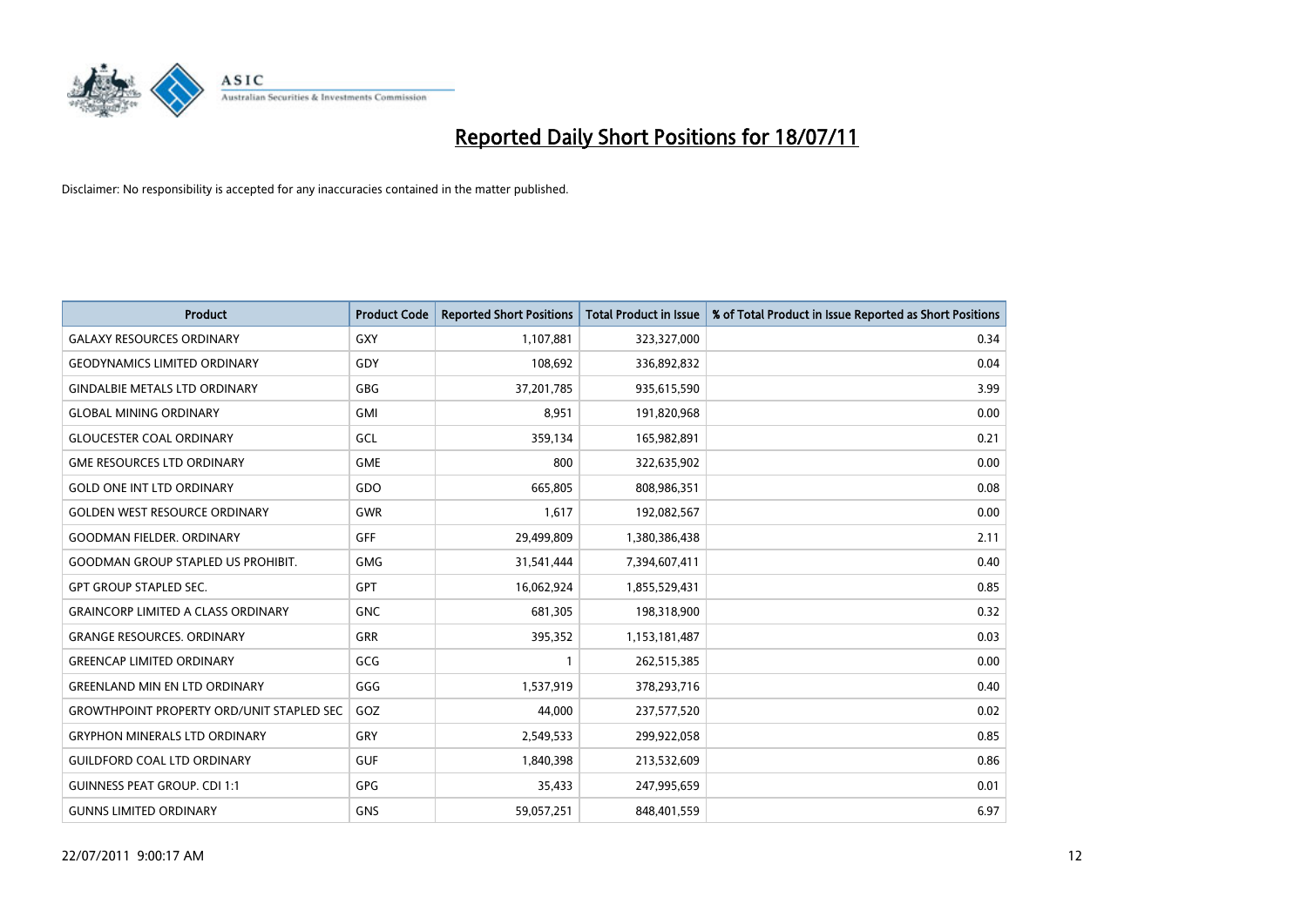# Reported Daily Short Positions for 18/07/11

Disclaimer: No responsibility is accepted for any inaccuracies contained in the matter published.

| Product | Product Code | Reported Short Positions | Total Product in Issue | % of Total Product in Issue Reported as Short Positions |
|---|---|---|---|---|
| GALAXY RESOURCES ORDINARY | GXY | 1,107,881 | 323,327,000 | 0.34 |
| GEODYNAMICS LIMITED ORDINARY | GDY | 108,692 | 336,892,832 | 0.04 |
| GINDALBIE METALS LTD ORDINARY | GBG | 37,201,785 | 935,615,590 | 3.99 |
| GLOBAL MINING ORDINARY | GMI | 8,951 | 191,820,968 | 0.00 |
| GLOUCESTER COAL ORDINARY | GCL | 359,134 | 165,982,891 | 0.21 |
| GME RESOURCES LTD ORDINARY | GME | 800 | 322,635,902 | 0.00 |
| GOLD ONE INT LTD ORDINARY | GDO | 665,805 | 808,986,351 | 0.08 |
| GOLDEN WEST RESOURCE ORDINARY | GWR | 1,617 | 192,082,567 | 0.00 |
| GOODMAN FIELDER. ORDINARY | GFF | 29,499,809 | 1,380,386,438 | 2.11 |
| GOODMAN GROUP STAPLED US PROHIBIT. | GMG | 31,541,444 | 7,394,607,411 | 0.40 |
| GPT GROUP STAPLED SEC. | GPT | 16,062,924 | 1,855,529,431 | 0.85 |
| GRAINCORP LIMITED A CLASS ORDINARY | GNC | 681,305 | 198,318,900 | 0.32 |
| GRANGE RESOURCES. ORDINARY | GRR | 395,352 | 1,153,181,487 | 0.03 |
| GREENCAP LIMITED ORDINARY | GCG | 1 | 262,515,385 | 0.00 |
| GREENLAND MIN EN LTD ORDINARY | GGG | 1,537,919 | 378,293,716 | 0.40 |
| GROWTHPOINT PROPERTY ORD/UNIT STAPLED SEC | GOZ | 44,000 | 237,577,520 | 0.02 |
| GRYPHON MINERALS LTD ORDINARY | GRY | 2,549,533 | 299,922,058 | 0.85 |
| GUILDFORD COAL LTD ORDINARY | GUF | 1,840,398 | 213,532,609 | 0.86 |
| GUINNESS PEAT GROUP. CDI 1:1 | GPG | 35,433 | 247,995,659 | 0.01 |
| GUNNS LIMITED ORDINARY | GNS | 59,057,251 | 848,401,559 | 6.97 |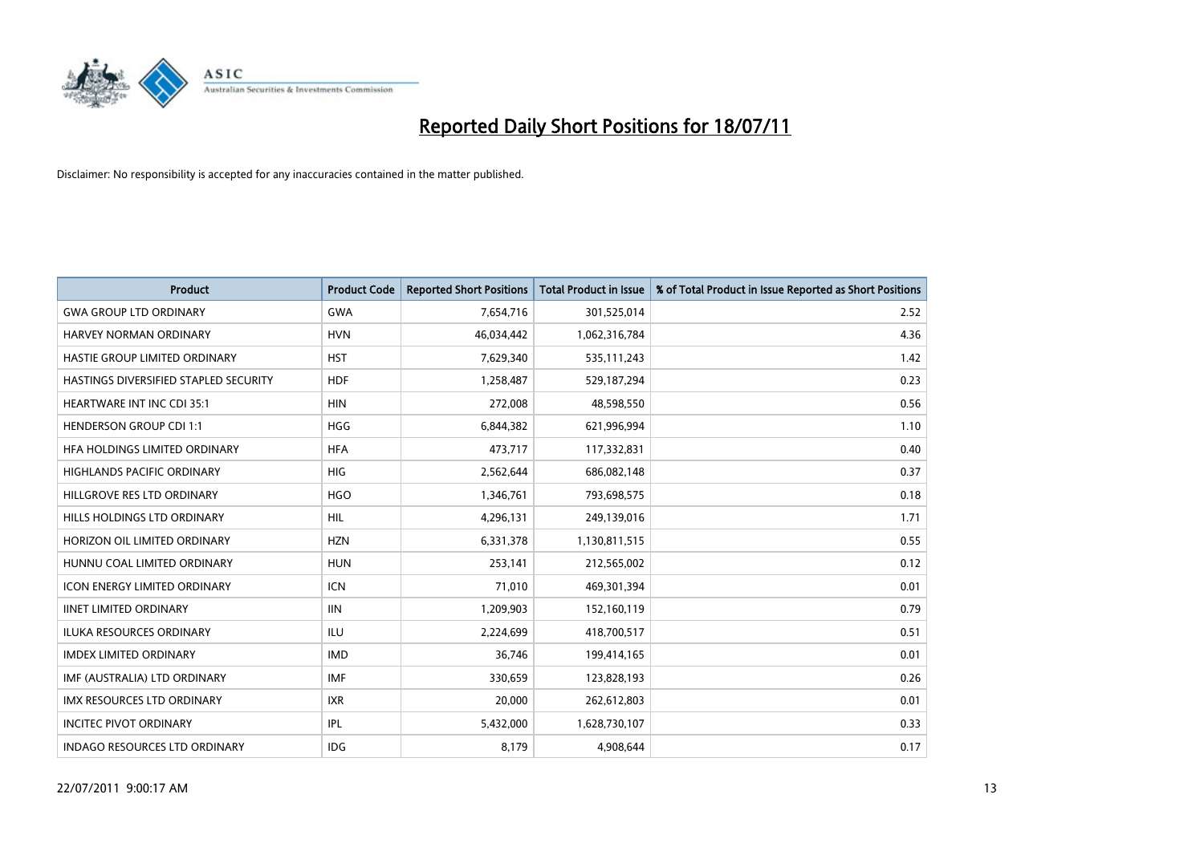# Reported Daily Short Positions for 18/07/11

Disclaimer: No responsibility is accepted for any inaccuracies contained in the matter published.

| Product | Product Code | Reported Short Positions | Total Product in Issue | % of Total Product in Issue Reported as Short Positions |
|---|---|---|---|---|
| GWA GROUP LTD ORDINARY | GWA | 7,654,716 | 301,525,014 | 2.52 |
| HARVEY NORMAN ORDINARY | HVN | 46,034,442 | 1,062,316,784 | 4.36 |
| HASTIE GROUP LIMITED ORDINARY | HST | 7,629,340 | 535,111,243 | 1.42 |
| HASTINGS DIVERSIFIED STAPLED SECURITY | HDF | 1,258,487 | 529,187,294 | 0.23 |
| HEARTWARE INT INC CDI 35:1 | HIN | 272,008 | 48,598,550 | 0.56 |
| HENDERSON GROUP CDI 1:1 | HGG | 6,844,382 | 621,996,994 | 1.10 |
| HFA HOLDINGS LIMITED ORDINARY | HFA | 473,717 | 117,332,831 | 0.40 |
| HIGHLANDS PACIFIC ORDINARY | HIG | 2,562,644 | 686,082,148 | 0.37 |
| HILLGROVE RES LTD ORDINARY | HGO | 1,346,761 | 793,698,575 | 0.18 |
| HILLS HOLDINGS LTD ORDINARY | HIL | 4,296,131 | 249,139,016 | 1.71 |
| HORIZON OIL LIMITED ORDINARY | HZN | 6,331,378 | 1,130,811,515 | 0.55 |
| HUNNU COAL LIMITED ORDINARY | HUN | 253,141 | 212,565,002 | 0.12 |
| ICON ENERGY LIMITED ORDINARY | ICN | 71,010 | 469,301,394 | 0.01 |
| IINET LIMITED ORDINARY | IIN | 1,209,903 | 152,160,119 | 0.79 |
| ILUKA RESOURCES ORDINARY | ILU | 2,224,699 | 418,700,517 | 0.51 |
| IMDEX LIMITED ORDINARY | IMD | 36,746 | 199,414,165 | 0.01 |
| IMF (AUSTRALIA) LTD ORDINARY | IMF | 330,659 | 123,828,193 | 0.26 |
| IMX RESOURCES LTD ORDINARY | IXR | 20,000 | 262,612,803 | 0.01 |
| INCITEC PIVOT ORDINARY | IPL | 5,432,000 | 1,628,730,107 | 0.33 |
| INDAGO RESOURCES LTD ORDINARY | IDG | 8,179 | 4,908,644 | 0.17 |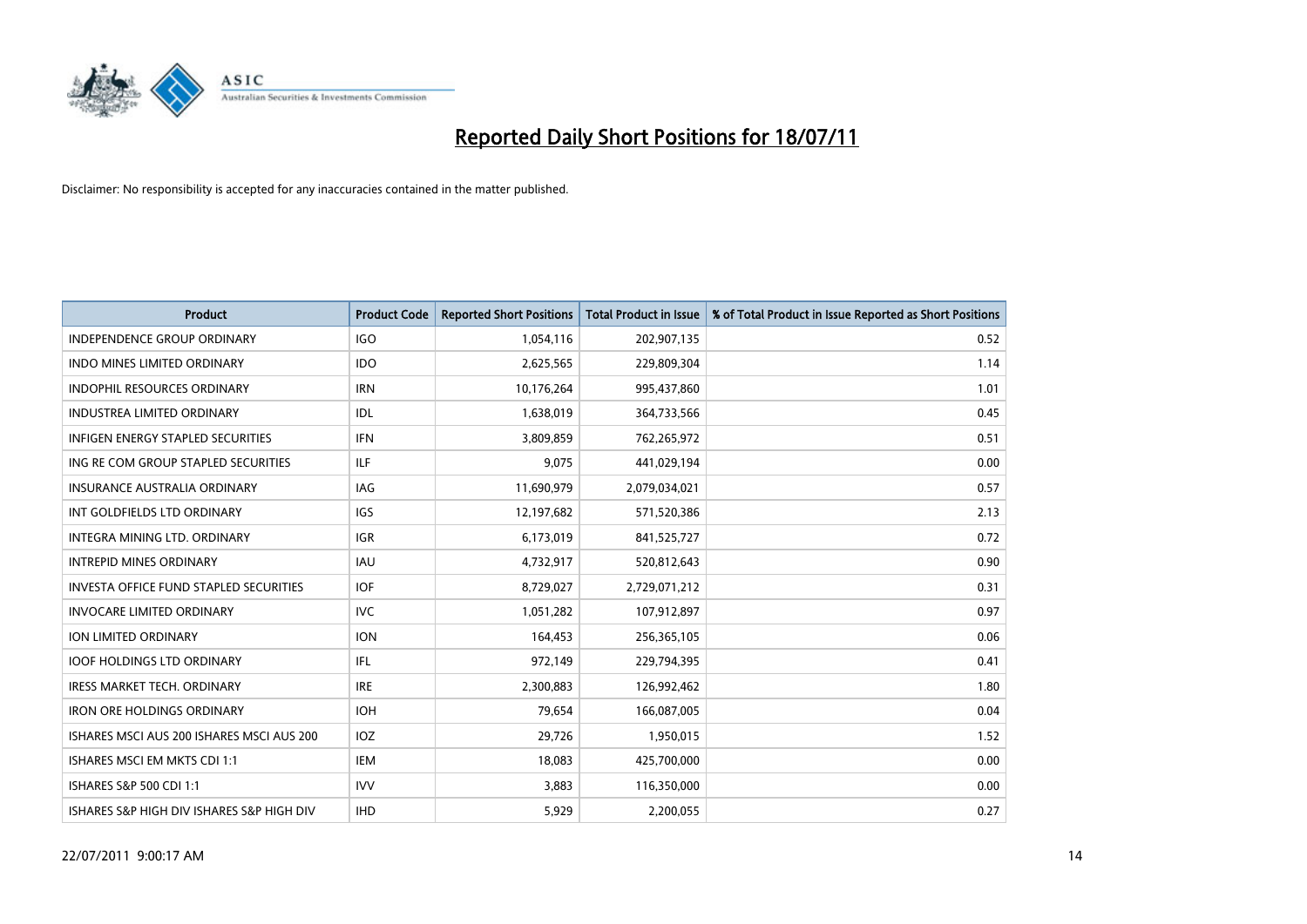# Reported Daily Short Positions for 18/07/11

Disclaimer: No responsibility is accepted for any inaccuracies contained in the matter published.

| Product | Product Code | Reported Short Positions | Total Product in Issue | % of Total Product in Issue Reported as Short Positions |
|---|---|---|---|---|
| INDEPENDENCE GROUP ORDINARY | IGO | 1,054,116 | 202,907,135 | 0.52 |
| INDO MINES LIMITED ORDINARY | IDO | 2,625,565 | 229,809,304 | 1.14 |
| INDOPHIL RESOURCES ORDINARY | IRN | 10,176,264 | 995,437,860 | 1.01 |
| INDUSTREA LIMITED ORDINARY | IDL | 1,638,019 | 364,733,566 | 0.45 |
| INFIGEN ENERGY STAPLED SECURITIES | IFN | 3,809,859 | 762,265,972 | 0.51 |
| ING RE COM GROUP STAPLED SECURITIES | ILF | 9,075 | 441,029,194 | 0.00 |
| INSURANCE AUSTRALIA ORDINARY | IAG | 11,690,979 | 2,079,034,021 | 0.57 |
| INT GOLDFIELDS LTD ORDINARY | IGS | 12,197,682 | 571,520,386 | 2.13 |
| INTEGRA MINING LTD. ORDINARY | IGR | 6,173,019 | 841,525,727 | 0.72 |
| INTREPID MINES ORDINARY | IAU | 4,732,917 | 520,812,643 | 0.90 |
| INVESTA OFFICE FUND STAPLED SECURITIES | IOF | 8,729,027 | 2,729,071,212 | 0.31 |
| INVOCARE LIMITED ORDINARY | IVC | 1,051,282 | 107,912,897 | 0.97 |
| ION LIMITED ORDINARY | ION | 164,453 | 256,365,105 | 0.06 |
| IOOF HOLDINGS LTD ORDINARY | IFL | 972,149 | 229,794,395 | 0.41 |
| IRESS MARKET TECH. ORDINARY | IRE | 2,300,883 | 126,992,462 | 1.80 |
| IRON ORE HOLDINGS ORDINARY | IOH | 79,654 | 166,087,005 | 0.04 |
| ISHARES MSCI AUS 200 ISHARES MSCI AUS 200 | IOZ | 29,726 | 1,950,015 | 1.52 |
| ISHARES MSCI EM MKTS CDI 1:1 | IEM | 18,083 | 425,700,000 | 0.00 |
| ISHARES S&P 500 CDI 1:1 | IVV | 3,883 | 116,350,000 | 0.00 |
| ISHARES S&P HIGH DIV ISHARES S&P HIGH DIV | IHD | 5,929 | 2,200,055 | 0.27 |

22/07/2011 9:00:17 AM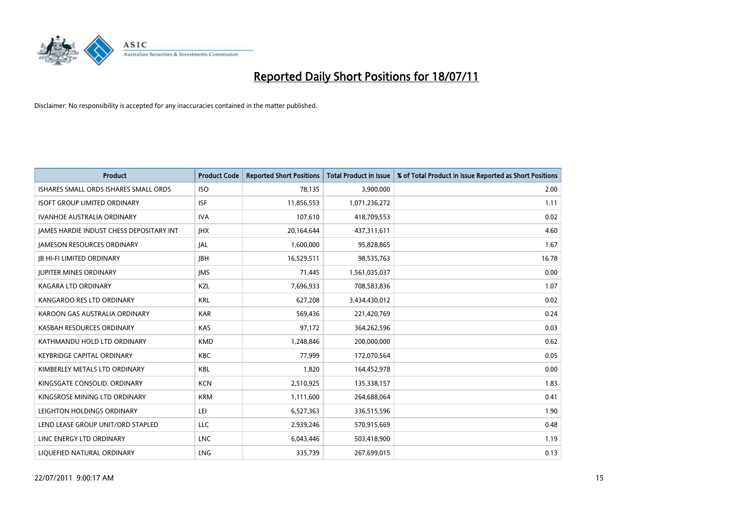# Reported Daily Short Positions for 18/07/11

Disclaimer: No responsibility is accepted for any inaccuracies contained in the matter published.

| Product | Product Code | Reported Short Positions | Total Product in Issue | % of Total Product in Issue Reported as Short Positions |
|---|---|---|---|---|
| ISHARES SMALL ORDS ISHARES SMALL ORDS | ISO | 78,135 | 3,900,000 | 2.00 |
| ISOFT GROUP LIMITED ORDINARY | ISF | 11,856,553 | 1,071,236,272 | 1.11 |
| IVANHOE AUSTRALIA ORDINARY | IVA | 107,610 | 418,709,553 | 0.02 |
| JAMES HARDIE INDUST CHESS DEPOSITARY INT | JHX | 20,164,644 | 437,311,611 | 4.60 |
| JAMESON RESOURCES ORDINARY | JAL | 1,600,000 | 95,828,865 | 1.67 |
| JB HI-FI LIMITED ORDINARY | JBH | 16,529,511 | 98,535,763 | 16.78 |
| JUPITER MINES ORDINARY | JMS | 71,445 | 1,561,035,037 | 0.00 |
| KAGARA LTD ORDINARY | KZL | 7,696,933 | 708,583,836 | 1.07 |
| KANGAROO RES LTD ORDINARY | KRL | 627,208 | 3,434,430,012 | 0.02 |
| KAROON GAS AUSTRALIA ORDINARY | KAR | 569,436 | 221,420,769 | 0.24 |
| KASBAH RESOURCES ORDINARY | KAS | 97,172 | 364,262,596 | 0.03 |
| KATHMANDU HOLD LTD ORDINARY | KMD | 1,248,846 | 200,000,000 | 0.62 |
| KEYBRIDGE CAPITAL ORDINARY | KBC | 77,999 | 172,070,564 | 0.05 |
| KIMBERLEY METALS LTD ORDINARY | KBL | 1,820 | 164,452,978 | 0.00 |
| KINGSGATE CONSOLID. ORDINARY | KCN | 2,510,925 | 135,338,157 | 1.83 |
| KINGSROSE MINING LTD ORDINARY | KRM | 1,111,600 | 264,688,064 | 0.41 |
| LEIGHTON HOLDINGS ORDINARY | LEI | 6,527,363 | 336,515,596 | 1.90 |
| LEND LEASE GROUP UNIT/ORD STAPLED | LLC | 2,939,246 | 570,915,669 | 0.48 |
| LINC ENERGY LTD ORDINARY | LNC | 6,043,446 | 503,418,900 | 1.19 |
| LIQUEFIED NATURAL ORDINARY | LNG | 335,739 | 267,699,015 | 0.13 |

22/07/2011 9:00:17 AM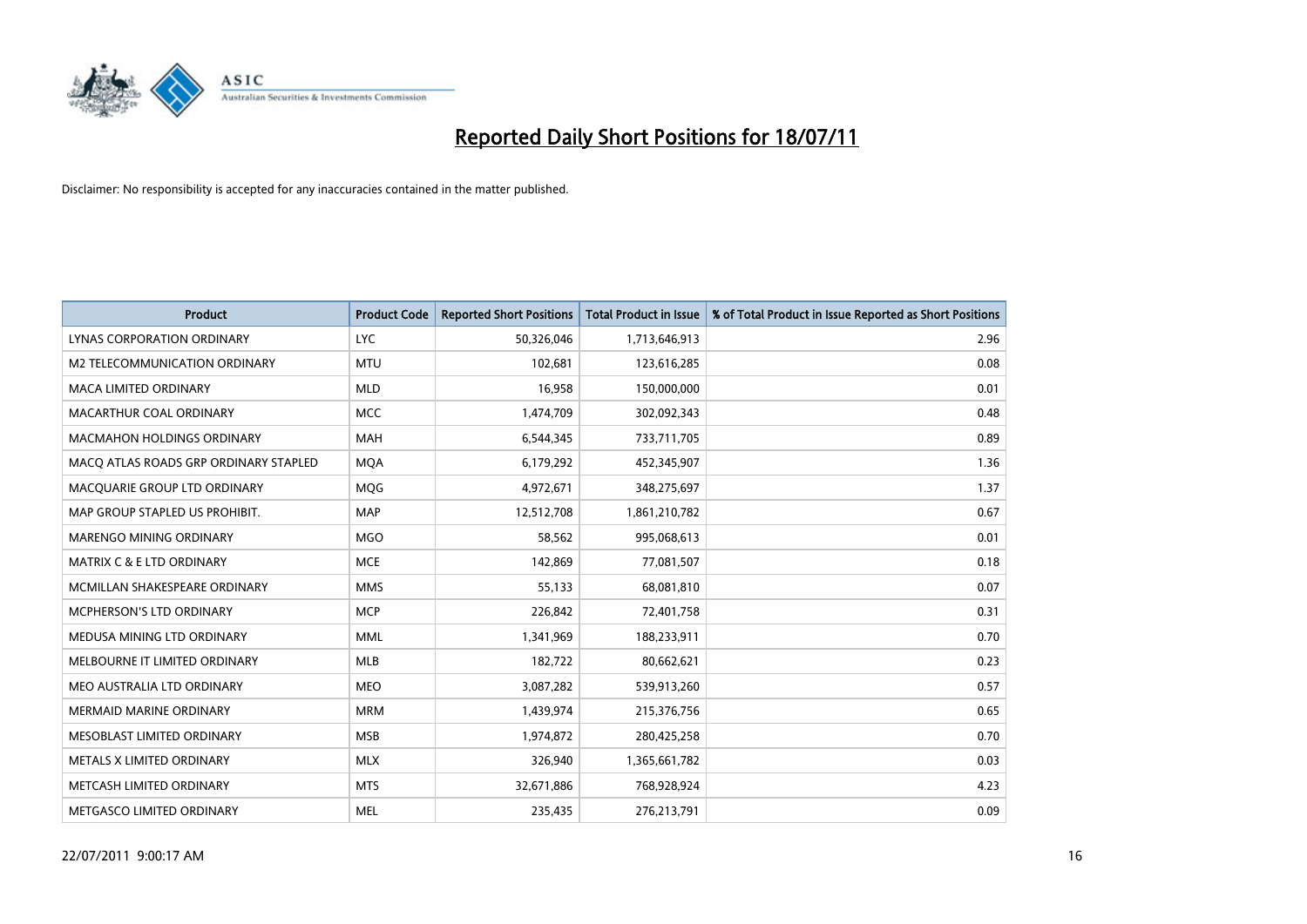# Reported Daily Short Positions for 18/07/11

Disclaimer: No responsibility is accepted for any inaccuracies contained in the matter published.

| Product | Product Code | Reported Short Positions | Total Product in Issue | % of Total Product in Issue Reported as Short Positions |
|---|---|---|---|---|
| LYNAS CORPORATION ORDINARY | LYC | 50,326,046 | 1,713,646,913 | 2.96 |
| M2 TELECOMMUNICATION ORDINARY | MTU | 102,681 | 123,616,285 | 0.08 |
| MACA LIMITED ORDINARY | MLD | 16,958 | 150,000,000 | 0.01 |
| MACARTHUR COAL ORDINARY | MCC | 1,474,709 | 302,092,343 | 0.48 |
| MACMAHON HOLDINGS ORDINARY | MAH | 6,544,345 | 733,711,705 | 0.89 |
| MACQ ATLAS ROADS GRP ORDINARY STAPLED | MQA | 6,179,292 | 452,345,907 | 1.36 |
| MACQUARIE GROUP LTD ORDINARY | MQG | 4,972,671 | 348,275,697 | 1.37 |
| MAP GROUP STAPLED US PROHIBIT. | MAP | 12,512,708 | 1,861,210,782 | 0.67 |
| MARENGO MINING ORDINARY | MGO | 58,562 | 995,068,613 | 0.01 |
| MATRIX C & E LTD ORDINARY | MCE | 142,869 | 77,081,507 | 0.18 |
| MCMILLAN SHAKESPEARE ORDINARY | MMS | 55,133 | 68,081,810 | 0.07 |
| MCPHERSON'S LTD ORDINARY | MCP | 226,842 | 72,401,758 | 0.31 |
| MEDUSA MINING LTD ORDINARY | MML | 1,341,969 | 188,233,911 | 0.70 |
| MELBOURNE IT LIMITED ORDINARY | MLB | 182,722 | 80,662,621 | 0.23 |
| MEO AUSTRALIA LTD ORDINARY | MEO | 3,087,282 | 539,913,260 | 0.57 |
| MERMAID MARINE ORDINARY | MRM | 1,439,974 | 215,376,756 | 0.65 |
| MESOBLAST LIMITED ORDINARY | MSB | 1,974,872 | 280,425,258 | 0.70 |
| METALS X LIMITED ORDINARY | MLX | 326,940 | 1,365,661,782 | 0.03 |
| METCASH LIMITED ORDINARY | MTS | 32,671,886 | 768,928,924 | 4.23 |
| METGASCO LIMITED ORDINARY | MEL | 235,435 | 276,213,791 | 0.09 |

22/07/2011 9:00:17 AM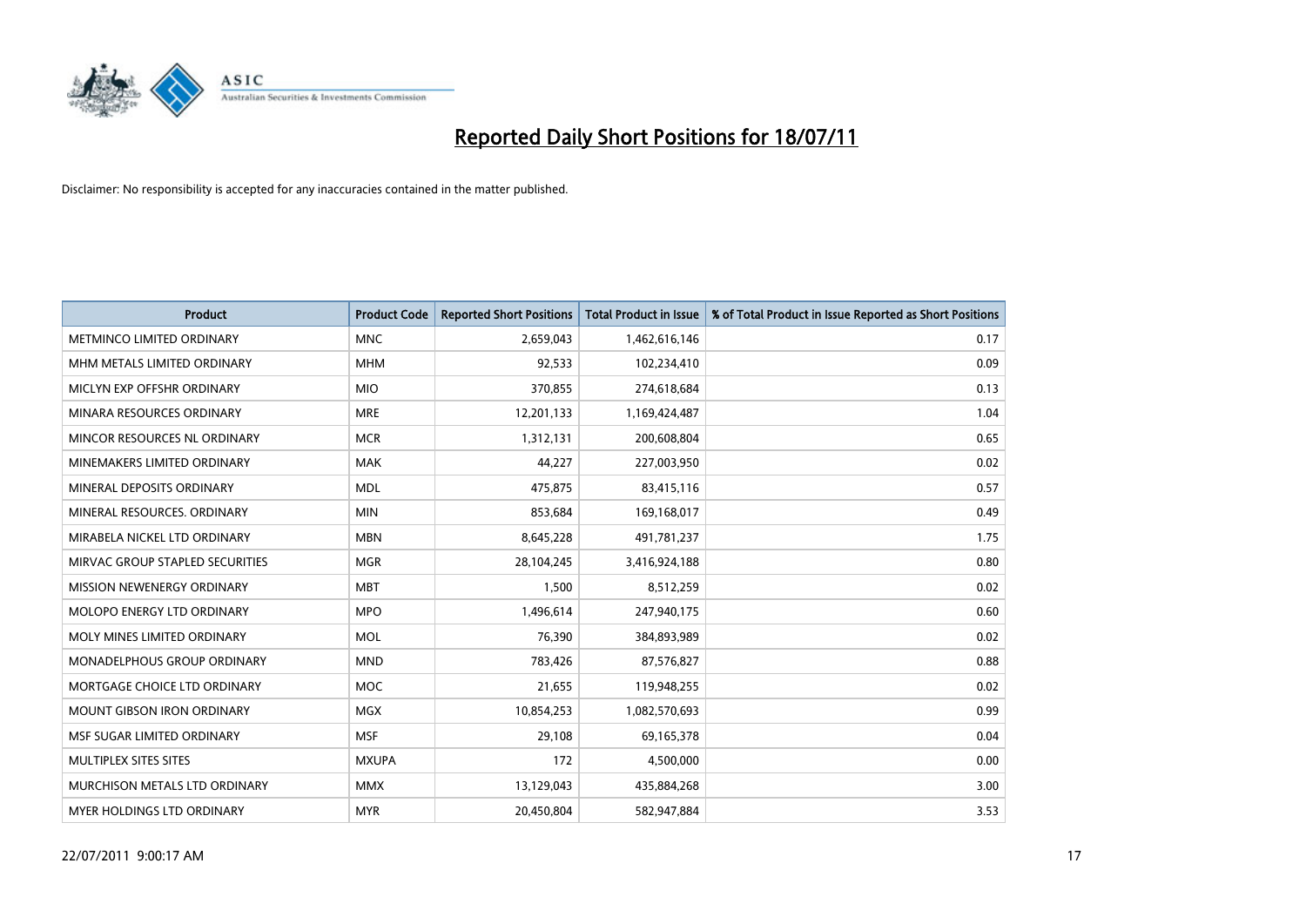# Reported Daily Short Positions for 18/07/11

Disclaimer: No responsibility is accepted for any inaccuracies contained in the matter published.

| Product | Product Code | Reported Short Positions | Total Product in Issue | % of Total Product in Issue Reported as Short Positions |
|---|---|---|---|---|
| METMINCO LIMITED ORDINARY | MNC | 2,659,043 | 1,462,616,146 | 0.17 |
| MHM METALS LIMITED ORDINARY | MHM | 92,533 | 102,234,410 | 0.09 |
| MICLYN EXP OFFSHR ORDINARY | MIO | 370,855 | 274,618,684 | 0.13 |
| MINARA RESOURCES ORDINARY | MRE | 12,201,133 | 1,169,424,487 | 1.04 |
| MINCOR RESOURCES NL ORDINARY | MCR | 1,312,131 | 200,608,804 | 0.65 |
| MINEMAKERS LIMITED ORDINARY | MAK | 44,227 | 227,003,950 | 0.02 |
| MINERAL DEPOSITS ORDINARY | MDL | 475,875 | 83,415,116 | 0.57 |
| MINERAL RESOURCES. ORDINARY | MIN | 853,684 | 169,168,017 | 0.49 |
| MIRABELA NICKEL LTD ORDINARY | MBN | 8,645,228 | 491,781,237 | 1.75 |
| MIRVAC GROUP STAPLED SECURITIES | MGR | 28,104,245 | 3,416,924,188 | 0.80 |
| MISSION NEWENERGY ORDINARY | MBT | 1,500 | 8,512,259 | 0.02 |
| MOLOPO ENERGY LTD ORDINARY | MPO | 1,496,614 | 247,940,175 | 0.60 |
| MOLY MINES LIMITED ORDINARY | MOL | 76,390 | 384,893,989 | 0.02 |
| MONADELPHOUS GROUP ORDINARY | MND | 783,426 | 87,576,827 | 0.88 |
| MORTGAGE CHOICE LTD ORDINARY | MOC | 21,655 | 119,948,255 | 0.02 |
| MOUNT GIBSON IRON ORDINARY | MGX | 10,854,253 | 1,082,570,693 | 0.99 |
| MSF SUGAR LIMITED ORDINARY | MSF | 29,108 | 69,165,378 | 0.04 |
| MULTIPLEX SITES SITES | MXUPA | 172 | 4,500,000 | 0.00 |
| MURCHISON METALS LTD ORDINARY | MMX | 13,129,043 | 435,884,268 | 3.00 |
| MYER HOLDINGS LTD ORDINARY | MYR | 20,450,804 | 582,947,884 | 3.53 |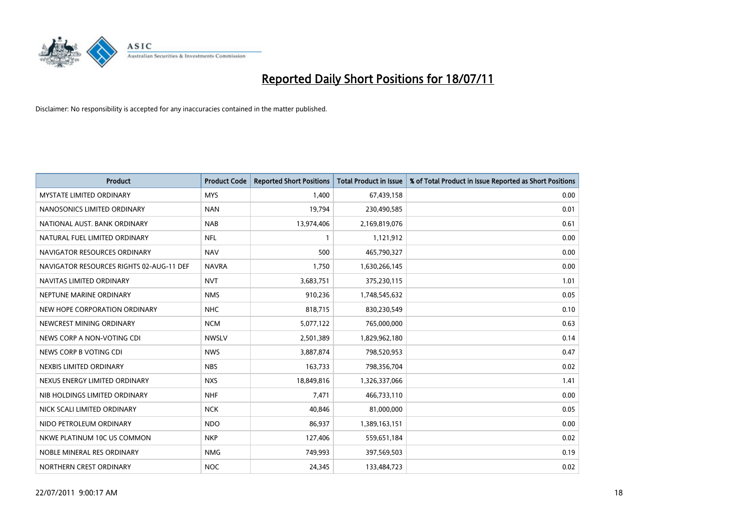# Reported Daily Short Positions for 18/07/11

Disclaimer: No responsibility is accepted for any inaccuracies contained in the matter published.

| Product | Product Code | Reported Short Positions | Total Product in Issue | % of Total Product in Issue Reported as Short Positions |
|---|---|---|---|---|
| MYSTATE LIMITED ORDINARY | MYS | 1,400 | 67,439,158 | 0.00 |
| NANOSONICS LIMITED ORDINARY | NAN | 19,794 | 230,490,585 | 0.01 |
| NATIONAL AUST. BANK ORDINARY | NAB | 13,974,406 | 2,169,819,076 | 0.61 |
| NATURAL FUEL LIMITED ORDINARY | NFL | 1 | 1,121,912 | 0.00 |
| NAVIGATOR RESOURCES ORDINARY | NAV | 500 | 465,790,327 | 0.00 |
| NAVIGATOR RESOURCES RIGHTS 02-AUG-11 DEF | NAVRA | 1,750 | 1,630,266,145 | 0.00 |
| NAVITAS LIMITED ORDINARY | NVT | 3,683,751 | 375,230,115 | 1.01 |
| NEPTUNE MARINE ORDINARY | NMS | 910,236 | 1,748,545,632 | 0.05 |
| NEW HOPE CORPORATION ORDINARY | NHC | 818,715 | 830,230,549 | 0.10 |
| NEWCREST MINING ORDINARY | NCM | 5,077,122 | 765,000,000 | 0.63 |
| NEWS CORP A NON-VOTING CDI | NWSLV | 2,501,389 | 1,829,962,180 | 0.14 |
| NEWS CORP B VOTING CDI | NWS | 3,887,874 | 798,520,953 | 0.47 |
| NEXBIS LIMITED ORDINARY | NBS | 163,733 | 798,356,704 | 0.02 |
| NEXUS ENERGY LIMITED ORDINARY | NXS | 18,849,816 | 1,326,337,066 | 1.41 |
| NIB HOLDINGS LIMITED ORDINARY | NHF | 7,471 | 466,733,110 | 0.00 |
| NICK SCALI LIMITED ORDINARY | NCK | 40,846 | 81,000,000 | 0.05 |
| NIDO PETROLEUM ORDINARY | NDO | 86,937 | 1,389,163,151 | 0.00 |
| NKWE PLATINUM 10C US COMMON | NKP | 127,406 | 559,651,184 | 0.02 |
| NOBLE MINERAL RES ORDINARY | NMG | 749,993 | 397,569,503 | 0.19 |
| NORTHERN CREST ORDINARY | NOC | 24,345 | 133,484,723 | 0.02 |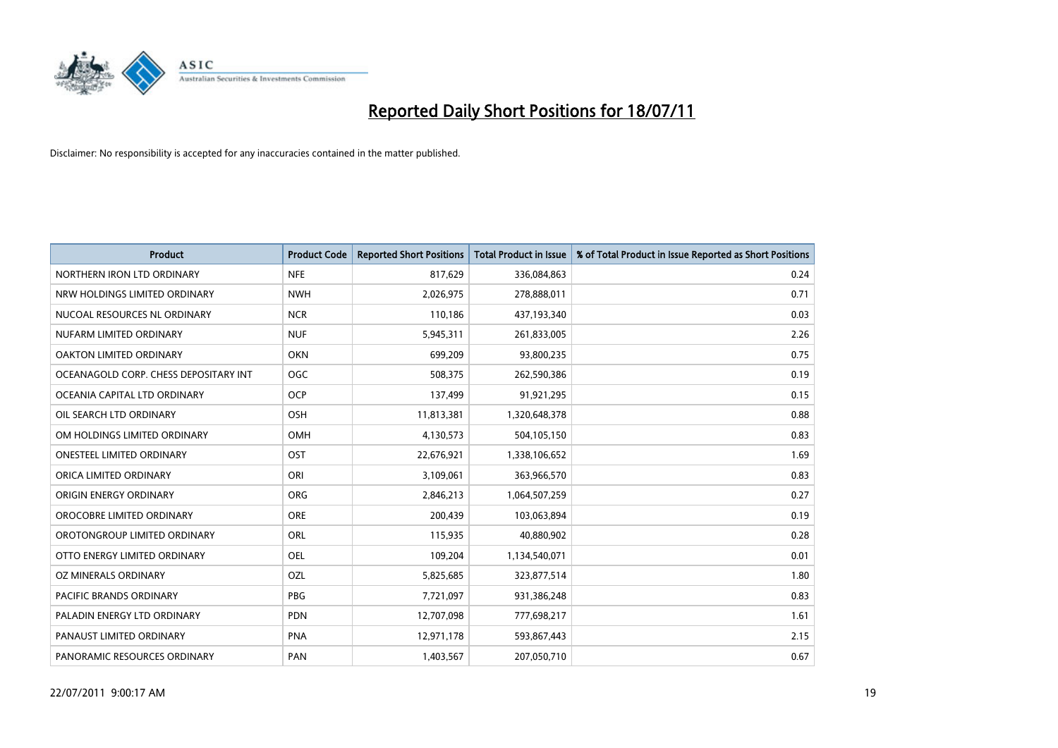# Reported Daily Short Positions for 18/07/11

Disclaimer: No responsibility is accepted for any inaccuracies contained in the matter published.

| Product | Product Code | Reported Short Positions | Total Product in Issue | % of Total Product in Issue Reported as Short Positions |
|---|---|---|---|---|
| NORTHERN IRON LTD ORDINARY | NFE | 817,629 | 336,084,863 | 0.24 |
| NRW HOLDINGS LIMITED ORDINARY | NWH | 2,026,975 | 278,888,011 | 0.71 |
| NUCOAL RESOURCES NL ORDINARY | NCR | 110,186 | 437,193,340 | 0.03 |
| NUFARM LIMITED ORDINARY | NUF | 5,945,311 | 261,833,005 | 2.26 |
| OAKTON LIMITED ORDINARY | OKN | 699,209 | 93,800,235 | 0.75 |
| OCEANAGOLD CORP. CHESS DEPOSITARY INT | OGC | 508,375 | 262,590,386 | 0.19 |
| OCEANIA CAPITAL LTD ORDINARY | OCP | 137,499 | 91,921,295 | 0.15 |
| OIL SEARCH LTD ORDINARY | OSH | 11,813,381 | 1,320,648,378 | 0.88 |
| OM HOLDINGS LIMITED ORDINARY | OMH | 4,130,573 | 504,105,150 | 0.83 |
| ONESTEEL LIMITED ORDINARY | OST | 22,676,921 | 1,338,106,652 | 1.69 |
| ORICA LIMITED ORDINARY | ORI | 3,109,061 | 363,966,570 | 0.83 |
| ORIGIN ENERGY ORDINARY | ORG | 2,846,213 | 1,064,507,259 | 0.27 |
| OROCOBRE LIMITED ORDINARY | ORE | 200,439 | 103,063,894 | 0.19 |
| OROTONGROUP LIMITED ORDINARY | ORL | 115,935 | 40,880,902 | 0.28 |
| OTTO ENERGY LIMITED ORDINARY | OEL | 109,204 | 1,134,540,071 | 0.01 |
| OZ MINERALS ORDINARY | OZL | 5,825,685 | 323,877,514 | 1.80 |
| PACIFIC BRANDS ORDINARY | PBG | 7,721,097 | 931,386,248 | 0.83 |
| PALADIN ENERGY LTD ORDINARY | PDN | 12,707,098 | 777,698,217 | 1.61 |
| PANAUST LIMITED ORDINARY | PNA | 12,971,178 | 593,867,443 | 2.15 |
| PANORAMIC RESOURCES ORDINARY | PAN | 1,403,567 | 207,050,710 | 0.67 |

22/07/2011 9:00:17 AM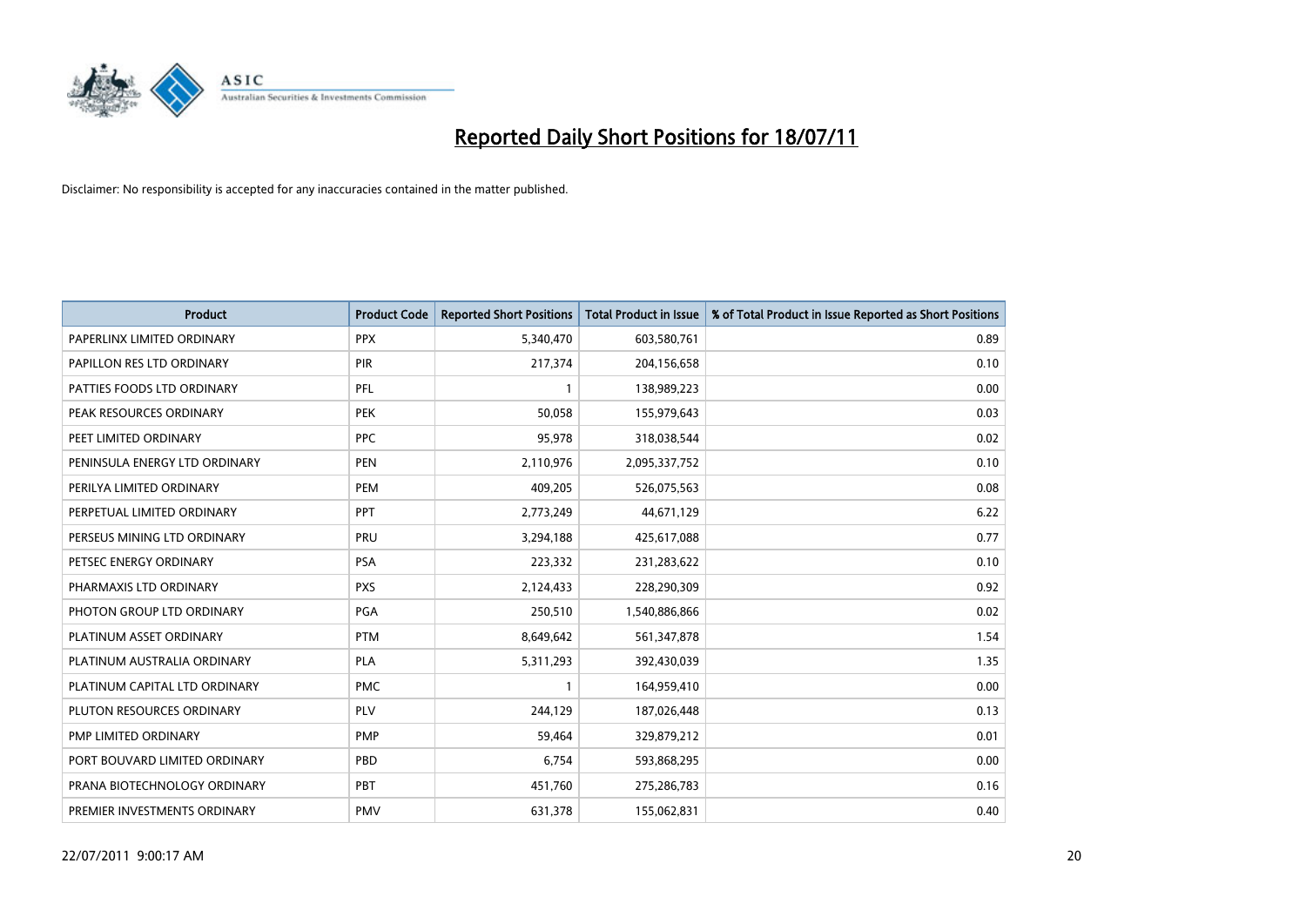# Reported Daily Short Positions for 18/07/11

Disclaimer: No responsibility is accepted for any inaccuracies contained in the matter published.

| Product | Product Code | Reported Short Positions | Total Product in Issue | % of Total Product in Issue Reported as Short Positions |
|---|---|---|---|---|
| PAPERLINX LIMITED ORDINARY | PPX | 5,340,470 | 603,580,761 | 0.89 |
| PAPILLON RES LTD ORDINARY | PIR | 217,374 | 204,156,658 | 0.10 |
| PATTIES FOODS LTD ORDINARY | PFL | 1 | 138,989,223 | 0.00 |
| PEAK RESOURCES ORDINARY | PEK | 50,058 | 155,979,643 | 0.03 |
| PEET LIMITED ORDINARY | PPC | 95,978 | 318,038,544 | 0.02 |
| PENINSULA ENERGY LTD ORDINARY | PEN | 2,110,976 | 2,095,337,752 | 0.10 |
| PERILYA LIMITED ORDINARY | PEM | 409,205 | 526,075,563 | 0.08 |
| PERPETUAL LIMITED ORDINARY | PPT | 2,773,249 | 44,671,129 | 6.22 |
| PERSEUS MINING LTD ORDINARY | PRU | 3,294,188 | 425,617,088 | 0.77 |
| PETSEC ENERGY ORDINARY | PSA | 223,332 | 231,283,622 | 0.10 |
| PHARMAXIS LTD ORDINARY | PXS | 2,124,433 | 228,290,309 | 0.92 |
| PHOTON GROUP LTD ORDINARY | PGA | 250,510 | 1,540,886,866 | 0.02 |
| PLATINUM ASSET ORDINARY | PTM | 8,649,642 | 561,347,878 | 1.54 |
| PLATINUM AUSTRALIA ORDINARY | PLA | 5,311,293 | 392,430,039 | 1.35 |
| PLATINUM CAPITAL LTD ORDINARY | PMC | 1 | 164,959,410 | 0.00 |
| PLUTON RESOURCES ORDINARY | PLV | 244,129 | 187,026,448 | 0.13 |
| PMP LIMITED ORDINARY | PMP | 59,464 | 329,879,212 | 0.01 |
| PORT BOUVARD LIMITED ORDINARY | PBD | 6,754 | 593,868,295 | 0.00 |
| PRANA BIOTECHNOLOGY ORDINARY | PBT | 451,760 | 275,286,783 | 0.16 |
| PREMIER INVESTMENTS ORDINARY | PMV | 631,378 | 155,062,831 | 0.40 |

22/07/2011 9:00:17 AM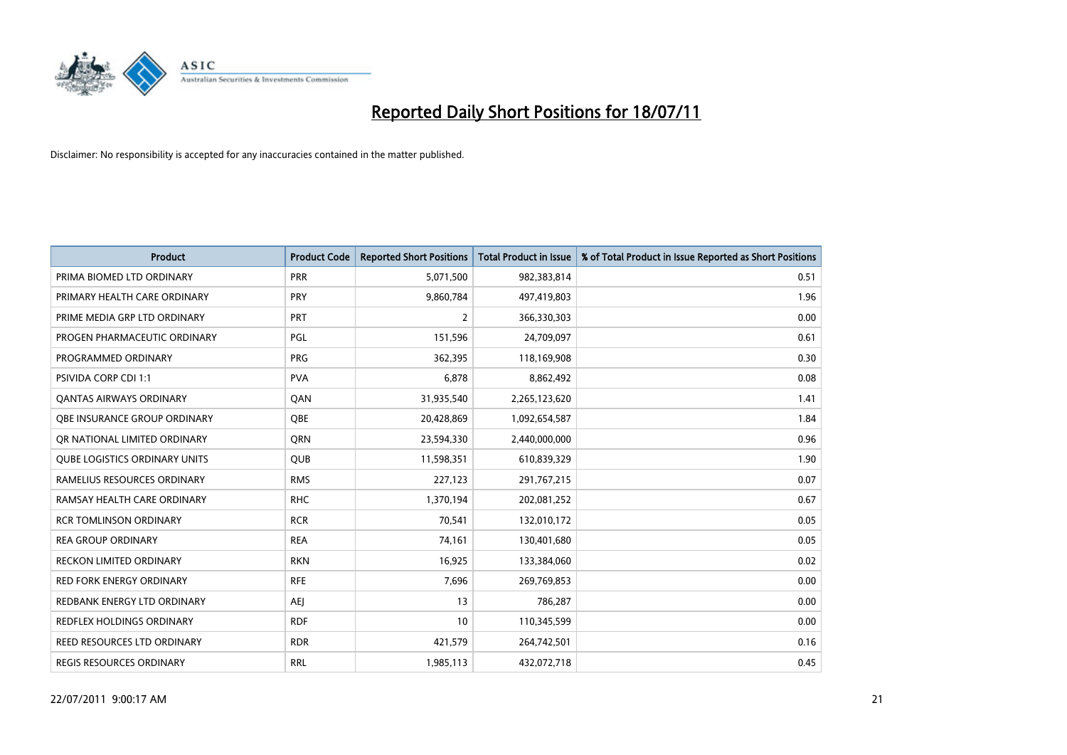# Reported Daily Short Positions for 18/07/11

Disclaimer: No responsibility is accepted for any inaccuracies contained in the matter published.

| Product | Product Code | Reported Short Positions | Total Product in Issue | % of Total Product in Issue Reported as Short Positions |
|---|---|---|---|---|
| PRIMA BIOMED LTD ORDINARY | PRR | 5,071,500 | 982,383,814 | 0.51 |
| PRIMARY HEALTH CARE ORDINARY | PRY | 9,860,784 | 497,419,803 | 1.96 |
| PRIME MEDIA GRP LTD ORDINARY | PRT | 2 | 366,330,303 | 0.00 |
| PROGEN PHARMACEUTIC ORDINARY | PGL | 151,596 | 24,709,097 | 0.61 |
| PROGRAMMED ORDINARY | PRG | 362,395 | 118,169,908 | 0.30 |
| PSIVIDA CORP CDI 1:1 | PVA | 6,878 | 8,862,492 | 0.08 |
| QANTAS AIRWAYS ORDINARY | QAN | 31,935,540 | 2,265,123,620 | 1.41 |
| QBE INSURANCE GROUP ORDINARY | QBE | 20,428,869 | 1,092,654,587 | 1.84 |
| QR NATIONAL LIMITED ORDINARY | QRN | 23,594,330 | 2,440,000,000 | 0.96 |
| QUBE LOGISTICS ORDINARY UNITS | QUB | 11,598,351 | 610,839,329 | 1.90 |
| RAMELIUS RESOURCES ORDINARY | RMS | 227,123 | 291,767,215 | 0.07 |
| RAMSAY HEALTH CARE ORDINARY | RHC | 1,370,194 | 202,081,252 | 0.67 |
| RCR TOMLINSON ORDINARY | RCR | 70,541 | 132,010,172 | 0.05 |
| REA GROUP ORDINARY | REA | 74,161 | 130,401,680 | 0.05 |
| RECKON LIMITED ORDINARY | RKN | 16,925 | 133,384,060 | 0.02 |
| RED FORK ENERGY ORDINARY | RFE | 7,696 | 269,769,853 | 0.00 |
| REDBANK ENERGY LTD ORDINARY | AEJ | 13 | 786,287 | 0.00 |
| REDFLEX HOLDINGS ORDINARY | RDF | 10 | 110,345,599 | 0.00 |
| REED RESOURCES LTD ORDINARY | RDR | 421,579 | 264,742,501 | 0.16 |
| REGIS RESOURCES ORDINARY | RRL | 1,985,113 | 432,072,718 | 0.45 |

22/07/2011 9:00:17 AM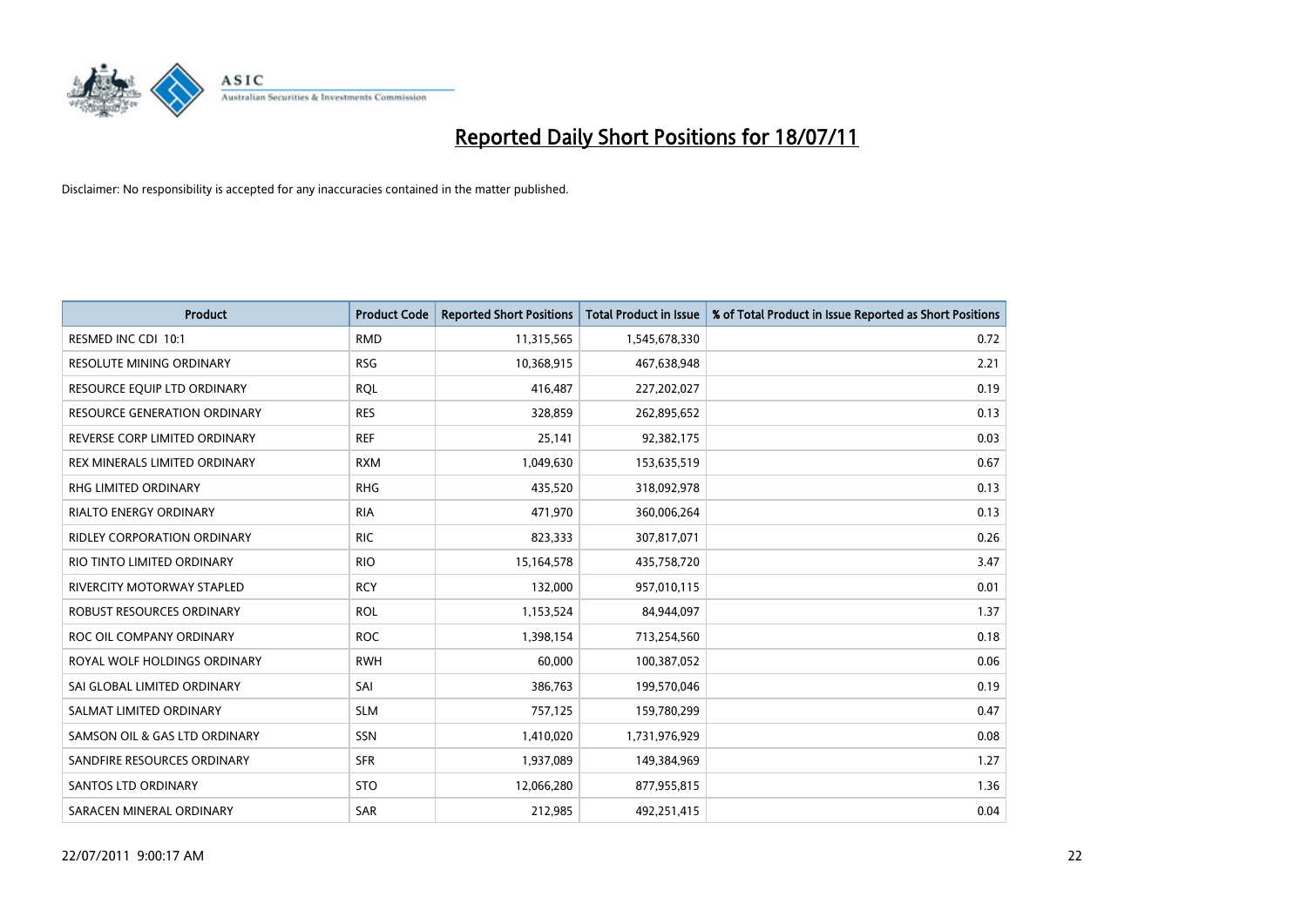# Reported Daily Short Positions for 18/07/11

Disclaimer: No responsibility is accepted for any inaccuracies contained in the matter published.

| Product | Product Code | Reported Short Positions | Total Product in Issue | % of Total Product in Issue Reported as Short Positions |
|---|---|---|---|---|
| RESMED INC CDI 10:1 | RMD | 11,315,565 | 1,545,678,330 | 0.72 |
| RESOLUTE MINING ORDINARY | RSG | 10,368,915 | 467,638,948 | 2.21 |
| RESOURCE EQUIP LTD ORDINARY | RQL | 416,487 | 227,202,027 | 0.19 |
| RESOURCE GENERATION ORDINARY | RES | 328,859 | 262,895,652 | 0.13 |
| REVERSE CORP LIMITED ORDINARY | REF | 25,141 | 92,382,175 | 0.03 |
| REX MINERALS LIMITED ORDINARY | RXM | 1,049,630 | 153,635,519 | 0.67 |
| RHG LIMITED ORDINARY | RHG | 435,520 | 318,092,978 | 0.13 |
| RIALTO ENERGY ORDINARY | RIA | 471,970 | 360,006,264 | 0.13 |
| RIDLEY CORPORATION ORDINARY | RIC | 823,333 | 307,817,071 | 0.26 |
| RIO TINTO LIMITED ORDINARY | RIO | 15,164,578 | 435,758,720 | 3.47 |
| RIVERCITY MOTORWAY STAPLED | RCY | 132,000 | 957,010,115 | 0.01 |
| ROBUST RESOURCES ORDINARY | ROL | 1,153,524 | 84,944,097 | 1.37 |
| ROC OIL COMPANY ORDINARY | ROC | 1,398,154 | 713,254,560 | 0.18 |
| ROYAL WOLF HOLDINGS ORDINARY | RWH | 60,000 | 100,387,052 | 0.06 |
| SAI GLOBAL LIMITED ORDINARY | SAI | 386,763 | 199,570,046 | 0.19 |
| SALMAT LIMITED ORDINARY | SLM | 757,125 | 159,780,299 | 0.47 |
| SAMSON OIL & GAS LTD ORDINARY | SSN | 1,410,020 | 1,731,976,929 | 0.08 |
| SANDFIRE RESOURCES ORDINARY | SFR | 1,937,089 | 149,384,969 | 1.27 |
| SANTOS LTD ORDINARY | STO | 12,066,280 | 877,955,815 | 1.36 |
| SARACEN MINERAL ORDINARY | SAR | 212,985 | 492,251,415 | 0.04 |

22/07/2011 9:00:17 AM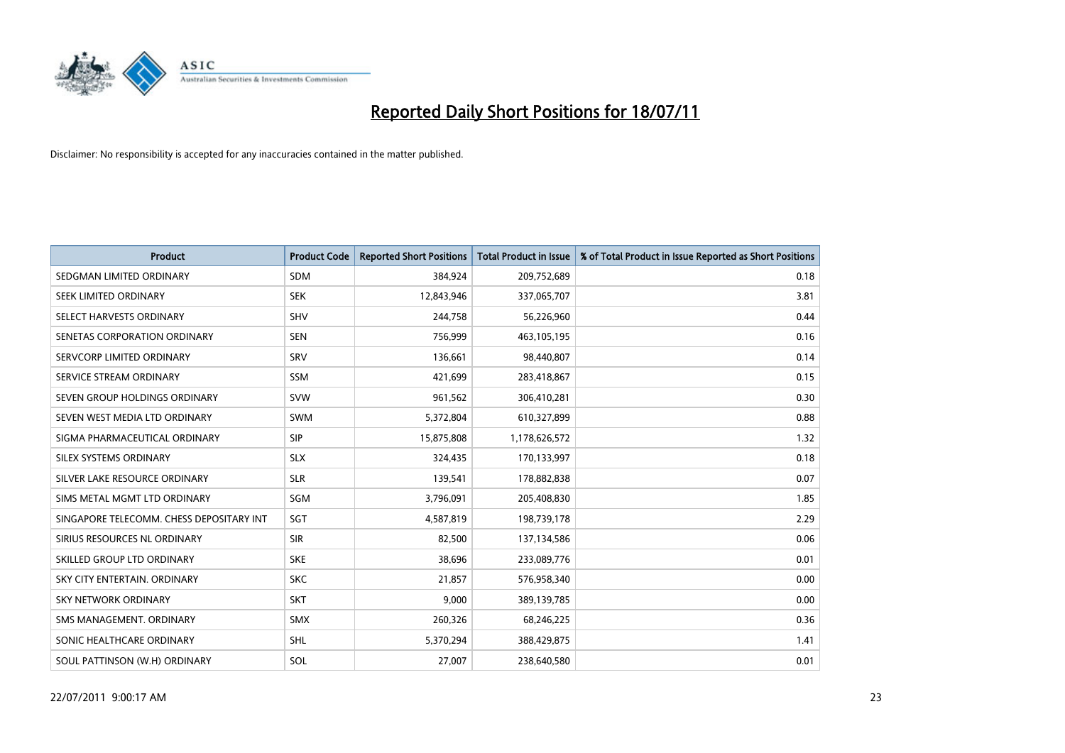# Reported Daily Short Positions for 18/07/11

Disclaimer: No responsibility is accepted for any inaccuracies contained in the matter published.

| Product | Product Code | Reported Short Positions | Total Product in Issue | % of Total Product in Issue Reported as Short Positions |
|---|---|---|---|---|
| SEDGMAN LIMITED ORDINARY | SDM | 384,924 | 209,752,689 | 0.18 |
| SEEK LIMITED ORDINARY | SEK | 12,843,946 | 337,065,707 | 3.81 |
| SELECT HARVESTS ORDINARY | SHV | 244,758 | 56,226,960 | 0.44 |
| SENETAS CORPORATION ORDINARY | SEN | 756,999 | 463,105,195 | 0.16 |
| SERVCORP LIMITED ORDINARY | SRV | 136,661 | 98,440,807 | 0.14 |
| SERVICE STREAM ORDINARY | SSM | 421,699 | 283,418,867 | 0.15 |
| SEVEN GROUP HOLDINGS ORDINARY | SVW | 961,562 | 306,410,281 | 0.30 |
| SEVEN WEST MEDIA LTD ORDINARY | SWM | 5,372,804 | 610,327,899 | 0.88 |
| SIGMA PHARMACEUTICAL ORDINARY | SIP | 15,875,808 | 1,178,626,572 | 1.32 |
| SILEX SYSTEMS ORDINARY | SLX | 324,435 | 170,133,997 | 0.18 |
| SILVER LAKE RESOURCE ORDINARY | SLR | 139,541 | 178,882,838 | 0.07 |
| SIMS METAL MGMT LTD ORDINARY | SGM | 3,796,091 | 205,408,830 | 1.85 |
| SINGAPORE TELECOMM. CHESS DEPOSITARY INT | SGT | 4,587,819 | 198,739,178 | 2.29 |
| SIRIUS RESOURCES NL ORDINARY | SIR | 82,500 | 137,134,586 | 0.06 |
| SKILLED GROUP LTD ORDINARY | SKE | 38,696 | 233,089,776 | 0.01 |
| SKY CITY ENTERTAIN. ORDINARY | SKC | 21,857 | 576,958,340 | 0.00 |
| SKY NETWORK ORDINARY | SKT | 9,000 | 389,139,785 | 0.00 |
| SMS MANAGEMENT. ORDINARY | SMX | 260,326 | 68,246,225 | 0.36 |
| SONIC HEALTHCARE ORDINARY | SHL | 5,370,294 | 388,429,875 | 1.41 |
| SOUL PATTINSON (W.H) ORDINARY | SOL | 27,007 | 238,640,580 | 0.01 |

22/07/2011 9:00:17 AM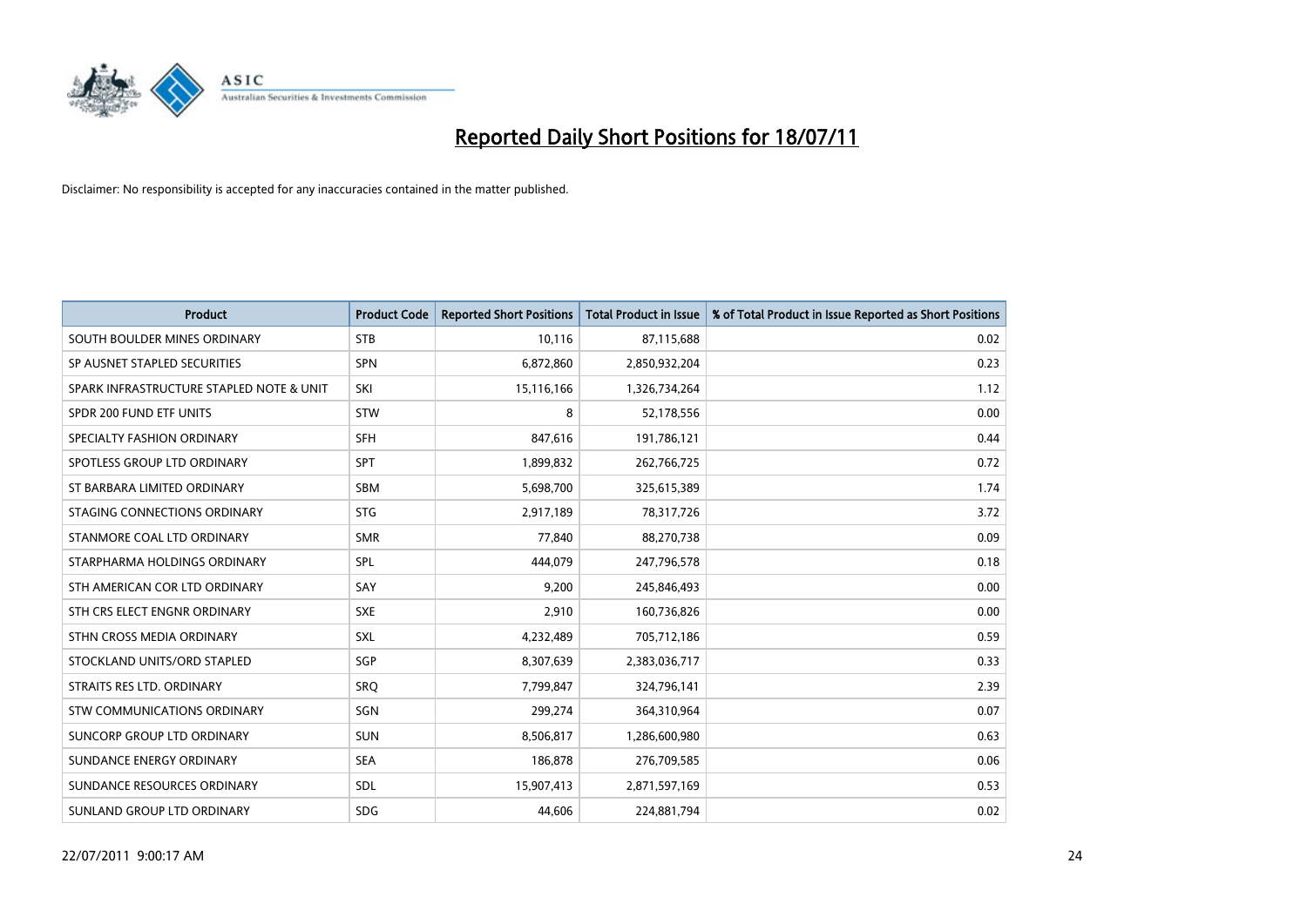# Reported Daily Short Positions for 18/07/11

Disclaimer: No responsibility is accepted for any inaccuracies contained in the matter published.

| Product | Product Code | Reported Short Positions | Total Product in Issue | % of Total Product in Issue Reported as Short Positions |
|---|---|---|---|---|
| SOUTH BOULDER MINES ORDINARY | STB | 10,116 | 87,115,688 | 0.02 |
| SP AUSNET STAPLED SECURITIES | SPN | 6,872,860 | 2,850,932,204 | 0.23 |
| SPARK INFRASTRUCTURE STAPLED NOTE & UNIT | SKI | 15,116,166 | 1,326,734,264 | 1.12 |
| SPDR 200 FUND ETF UNITS | STW | 8 | 52,178,556 | 0.00 |
| SPECIALTY FASHION ORDINARY | SFH | 847,616 | 191,786,121 | 0.44 |
| SPOTLESS GROUP LTD ORDINARY | SPT | 1,899,832 | 262,766,725 | 0.72 |
| ST BARBARA LIMITED ORDINARY | SBM | 5,698,700 | 325,615,389 | 1.74 |
| STAGING CONNECTIONS ORDINARY | STG | 2,917,189 | 78,317,726 | 3.72 |
| STANMORE COAL LTD ORDINARY | SMR | 77,840 | 88,270,738 | 0.09 |
| STARPHARMA HOLDINGS ORDINARY | SPL | 444,079 | 247,796,578 | 0.18 |
| STH AMERICAN COR LTD ORDINARY | SAY | 9,200 | 245,846,493 | 0.00 |
| STH CRS ELECT ENGNR ORDINARY | SXE | 2,910 | 160,736,826 | 0.00 |
| STHN CROSS MEDIA ORDINARY | SXL | 4,232,489 | 705,712,186 | 0.59 |
| STOCKLAND UNITS/ORD STAPLED | SGP | 8,307,639 | 2,383,036,717 | 0.33 |
| STRAITS RES LTD. ORDINARY | SRQ | 7,799,847 | 324,796,141 | 2.39 |
| STW COMMUNICATIONS ORDINARY | SGN | 299,274 | 364,310,964 | 0.07 |
| SUNCORP GROUP LTD ORDINARY | SUN | 8,506,817 | 1,286,600,980 | 0.63 |
| SUNDANCE ENERGY ORDINARY | SEA | 186,878 | 276,709,585 | 0.06 |
| SUNDANCE RESOURCES ORDINARY | SDL | 15,907,413 | 2,871,597,169 | 0.53 |
| SUNLAND GROUP LTD ORDINARY | SDG | 44,606 | 224,881,794 | 0.02 |

22/07/2011 9:00:17 AM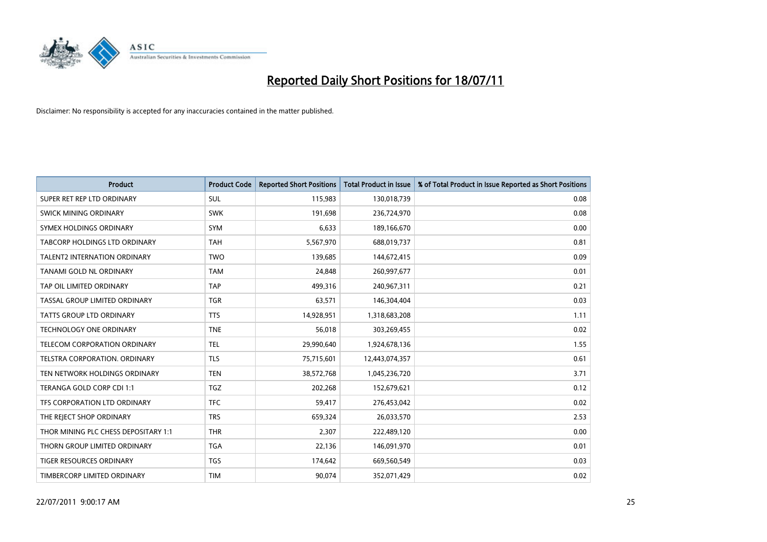# Reported Daily Short Positions for 18/07/11

Disclaimer: No responsibility is accepted for any inaccuracies contained in the matter published.

| Product | Product Code | Reported Short Positions | Total Product in Issue | % of Total Product in Issue Reported as Short Positions |
|---|---|---|---|---|
| SUPER RET REP LTD ORDINARY | SUL | 115,983 | 130,018,739 | 0.08 |
| SWICK MINING ORDINARY | SWK | 191,698 | 236,724,970 | 0.08 |
| SYMEX HOLDINGS ORDINARY | SYM | 6,633 | 189,166,670 | 0.00 |
| TABCORP HOLDINGS LTD ORDINARY | TAH | 5,567,970 | 688,019,737 | 0.81 |
| TALENT2 INTERNATION ORDINARY | TWO | 139,685 | 144,672,415 | 0.09 |
| TANAMI GOLD NL ORDINARY | TAM | 24,848 | 260,997,677 | 0.01 |
| TAP OIL LIMITED ORDINARY | TAP | 499,316 | 240,967,311 | 0.21 |
| TASSAL GROUP LIMITED ORDINARY | TGR | 63,571 | 146,304,404 | 0.03 |
| TATTS GROUP LTD ORDINARY | TTS | 14,928,951 | 1,318,683,208 | 1.11 |
| TECHNOLOGY ONE ORDINARY | TNE | 56,018 | 303,269,455 | 0.02 |
| TELECOM CORPORATION ORDINARY | TEL | 29,990,640 | 1,924,678,136 | 1.55 |
| TELSTRA CORPORATION. ORDINARY | TLS | 75,715,601 | 12,443,074,357 | 0.61 |
| TEN NETWORK HOLDINGS ORDINARY | TEN | 38,572,768 | 1,045,236,720 | 3.71 |
| TERANGA GOLD CORP CDI 1:1 | TGZ | 202,268 | 152,679,621 | 0.12 |
| TFS CORPORATION LTD ORDINARY | TFC | 59,417 | 276,453,042 | 0.02 |
| THE REJECT SHOP ORDINARY | TRS | 659,324 | 26,033,570 | 2.53 |
| THOR MINING PLC CHESS DEPOSITARY 1:1 | THR | 2,307 | 222,489,120 | 0.00 |
| THORN GROUP LIMITED ORDINARY | TGA | 22,136 | 146,091,970 | 0.01 |
| TIGER RESOURCES ORDINARY | TGS | 174,642 | 669,560,549 | 0.03 |
| TIMBERCORP LIMITED ORDINARY | TIM | 90,074 | 352,071,429 | 0.02 |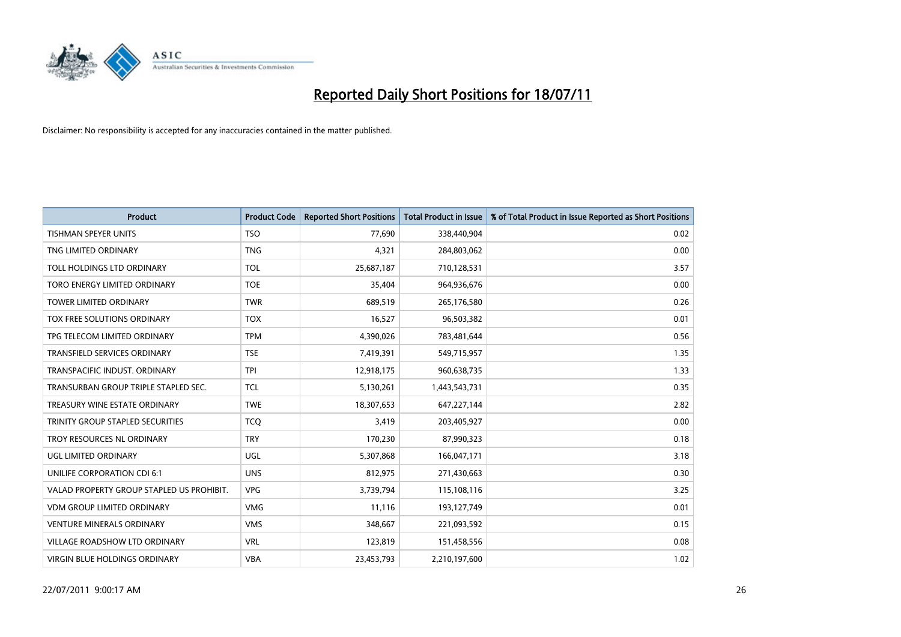# Reported Daily Short Positions for 18/07/11

Disclaimer: No responsibility is accepted for any inaccuracies contained in the matter published.

| Product | Product Code | Reported Short Positions | Total Product in Issue | % of Total Product in Issue Reported as Short Positions |
|---|---|---|---|---|
| TISHMAN SPEYER UNITS | TSO | 77,690 | 338,440,904 | 0.02 |
| TNG LIMITED ORDINARY | TNG | 4,321 | 284,803,062 | 0.00 |
| TOLL HOLDINGS LTD ORDINARY | TOL | 25,687,187 | 710,128,531 | 3.57 |
| TORO ENERGY LIMITED ORDINARY | TOE | 35,404 | 964,936,676 | 0.00 |
| TOWER LIMITED ORDINARY | TWR | 689,519 | 265,176,580 | 0.26 |
| TOX FREE SOLUTIONS ORDINARY | TOX | 16,527 | 96,503,382 | 0.01 |
| TPG TELECOM LIMITED ORDINARY | TPM | 4,390,026 | 783,481,644 | 0.56 |
| TRANSFIELD SERVICES ORDINARY | TSE | 7,419,391 | 549,715,957 | 1.35 |
| TRANSPACIFIC INDUST. ORDINARY | TPI | 12,918,175 | 960,638,735 | 1.33 |
| TRANSURBAN GROUP TRIPLE STAPLED SEC. | TCL | 5,130,261 | 1,443,543,731 | 0.35 |
| TREASURY WINE ESTATE ORDINARY | TWE | 18,307,653 | 647,227,144 | 2.82 |
| TRINITY GROUP STAPLED SECURITIES | TCQ | 3,419 | 203,405,927 | 0.00 |
| TROY RESOURCES NL ORDINARY | TRY | 170,230 | 87,990,323 | 0.18 |
| UGL LIMITED ORDINARY | UGL | 5,307,868 | 166,047,171 | 3.18 |
| UNILIFE CORPORATION CDI 6:1 | UNS | 812,975 | 271,430,663 | 0.30 |
| VALAD PROPERTY GROUP STAPLED US PROHIBIT. | VPG | 3,739,794 | 115,108,116 | 3.25 |
| VDM GROUP LIMITED ORDINARY | VMG | 11,116 | 193,127,749 | 0.01 |
| VENTURE MINERALS ORDINARY | VMS | 348,667 | 221,093,592 | 0.15 |
| VILLAGE ROADSHOW LTD ORDINARY | VRL | 123,819 | 151,458,556 | 0.08 |
| VIRGIN BLUE HOLDINGS ORDINARY | VBA | 23,453,793 | 2,210,197,600 | 1.02 |

22/07/2011 9:00:17 AM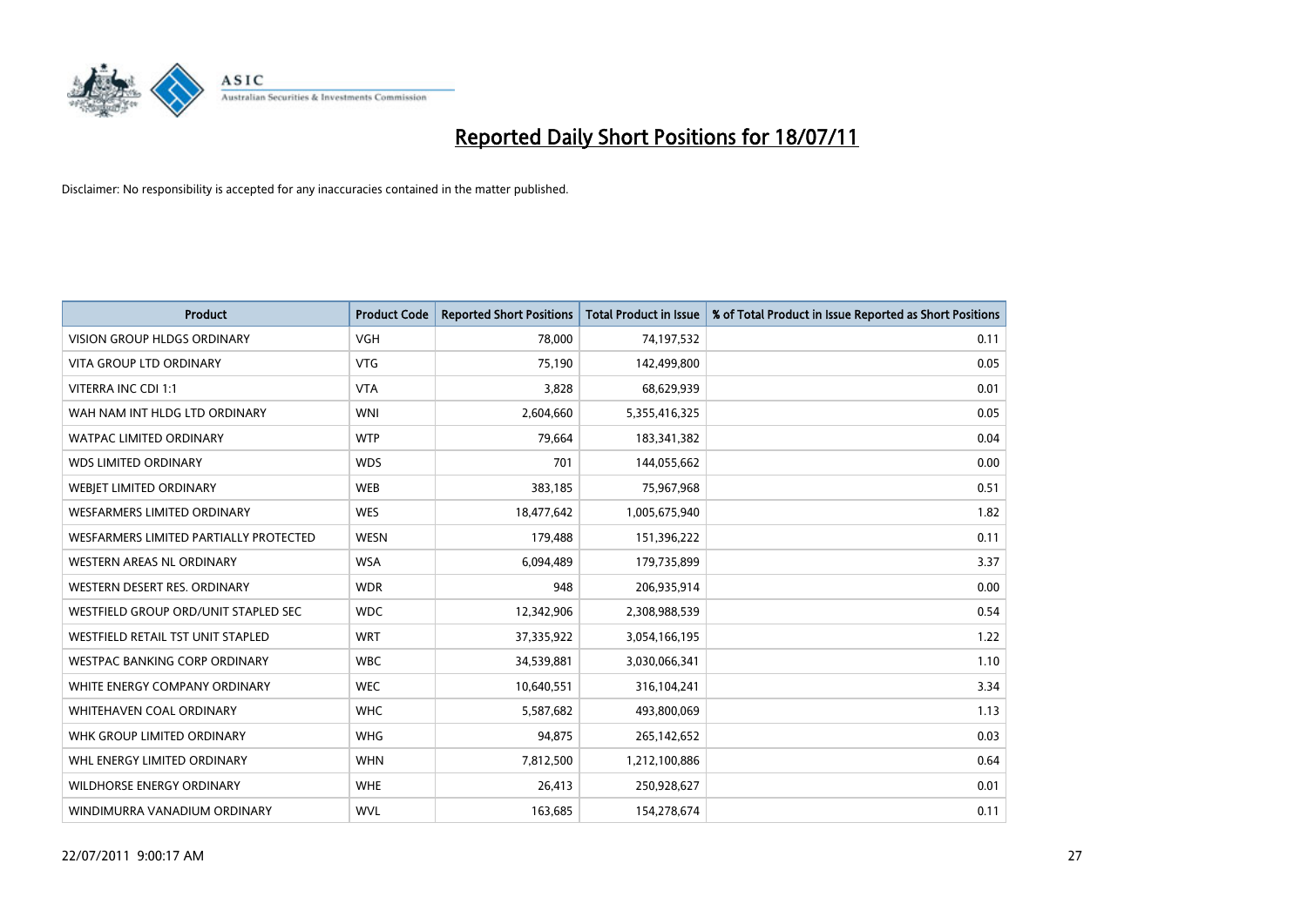# Reported Daily Short Positions for 18/07/11

Disclaimer: No responsibility is accepted for any inaccuracies contained in the matter published.

| Product | Product Code | Reported Short Positions | Total Product in Issue | % of Total Product in Issue Reported as Short Positions |
|---|---|---|---|---|
| VISION GROUP HLDGS ORDINARY | VGH | 78,000 | 74,197,532 | 0.11 |
| VITA GROUP LTD ORDINARY | VTG | 75,190 | 142,499,800 | 0.05 |
| VITERRA INC CDI 1:1 | VTA | 3,828 | 68,629,939 | 0.01 |
| WAH NAM INT HLDG LTD ORDINARY | WNI | 2,604,660 | 5,355,416,325 | 0.05 |
| WATPAC LIMITED ORDINARY | WTP | 79,664 | 183,341,382 | 0.04 |
| WDS LIMITED ORDINARY | WDS | 701 | 144,055,662 | 0.00 |
| WEBJET LIMITED ORDINARY | WEB | 383,185 | 75,967,968 | 0.51 |
| WESFARMERS LIMITED ORDINARY | WES | 18,477,642 | 1,005,675,940 | 1.82 |
| WESFARMERS LIMITED PARTIALLY PROTECTED | WESN | 179,488 | 151,396,222 | 0.11 |
| WESTERN AREAS NL ORDINARY | WSA | 6,094,489 | 179,735,899 | 3.37 |
| WESTERN DESERT RES. ORDINARY | WDR | 948 | 206,935,914 | 0.00 |
| WESTFIELD GROUP ORD/UNIT STAPLED SEC | WDC | 12,342,906 | 2,308,988,539 | 0.54 |
| WESTFIELD RETAIL TST UNIT STAPLED | WRT | 37,335,922 | 3,054,166,195 | 1.22 |
| WESTPAC BANKING CORP ORDINARY | WBC | 34,539,881 | 3,030,066,341 | 1.10 |
| WHITE ENERGY COMPANY ORDINARY | WEC | 10,640,551 | 316,104,241 | 3.34 |
| WHITEHAVEN COAL ORDINARY | WHC | 5,587,682 | 493,800,069 | 1.13 |
| WHK GROUP LIMITED ORDINARY | WHG | 94,875 | 265,142,652 | 0.03 |
| WHL ENERGY LIMITED ORDINARY | WHN | 7,812,500 | 1,212,100,886 | 0.64 |
| WILDHORSE ENERGY ORDINARY | WHE | 26,413 | 250,928,627 | 0.01 |
| WINDIMURRA VANADIUM ORDINARY | WVL | 163,685 | 154,278,674 | 0.11 |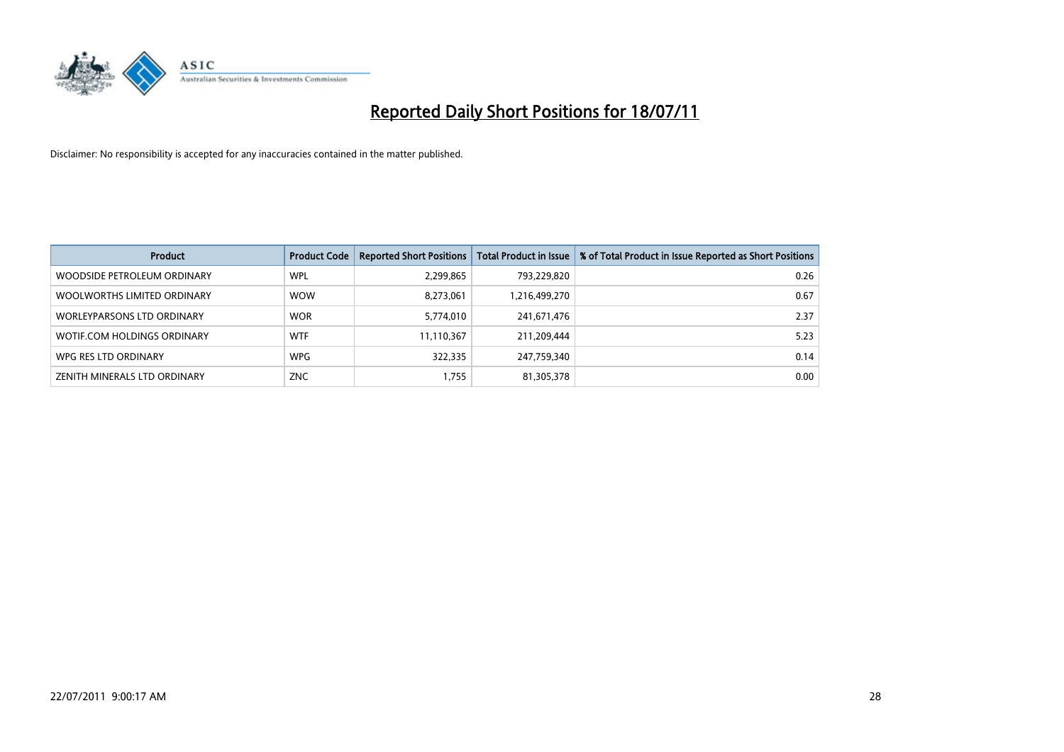# Reported Daily Short Positions for 18/07/11

Disclaimer: No responsibility is accepted for any inaccuracies contained in the matter published.

| Product | Product Code | Reported Short Positions | Total Product in Issue | % of Total Product in Issue Reported as Short Positions |
|---|---|---|---|---|
| WOODSIDE PETROLEUM ORDINARY | WPL | 2,299,865 | 793,229,820 | 0.26 |
| WOOLWORTHS LIMITED ORDINARY | WOW | 8,273,061 | 1,216,499,270 | 0.67 |
| WORLEYPARSONS LTD ORDINARY | WOR | 5,774,010 | 241,671,476 | 2.37 |
| WOTIF.COM HOLDINGS ORDINARY | WTF | 11,110,367 | 211,209,444 | 5.23 |
| WPG RES LTD ORDINARY | WPG | 322,335 | 247,759,340 | 0.14 |
| ZENITH MINERALS LTD ORDINARY | ZNC | 1,755 | 81,305,378 | 0.00 |

22/07/2011 9:00:17 AM